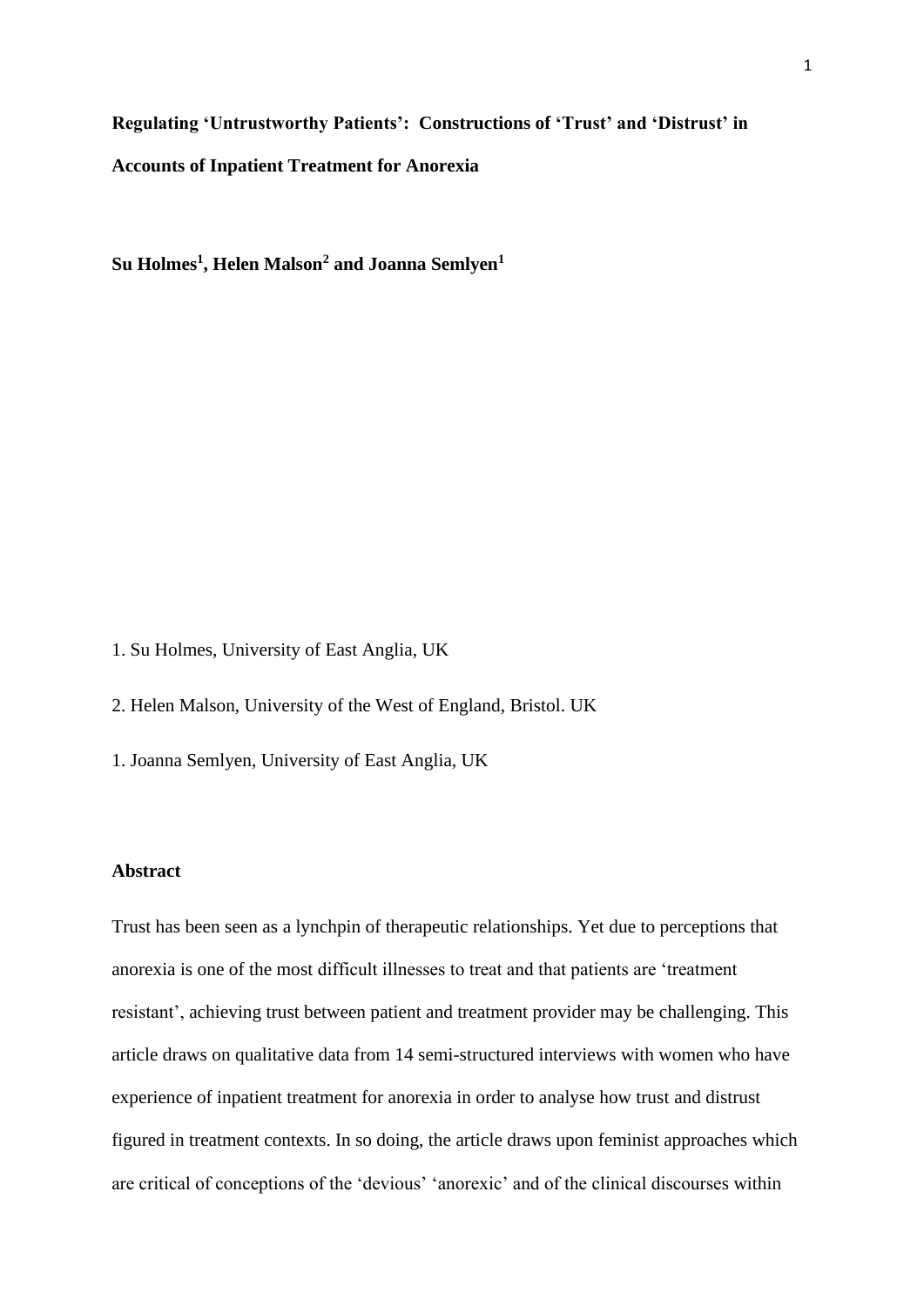# Regulating 'Untrustworthy Patients': Constructions of 'Trust' and 'Distrust' in Accounts of Inpatient Treatment for Anorexia

**Su Holmes[1], Helen Malson[2] and Joanna Semlyen[1]**

1. Su Holmes, University of East Anglia, UK

2. Helen Malson, University of the West of England, Bristol. UK

1. Joanna Semlyen, University of East Anglia, UK

## Abstract

Trust has been seen as a lynchpin of therapeutic relationships. Yet due to perceptions that anorexia is one of the most difficult illnesses to treat and that patients are 'treatment resistant', achieving trust between patient and treatment provider may be challenging. This article draws on qualitative data from 14 semi-structured interviews with women who have experience of inpatient treatment for anorexia in order to analyse how trust and distrust figured in treatment contexts. In so doing, the article draws upon feminist approaches which are critical of conceptions of the 'devious' 'anorexic' and of the clinical discourses within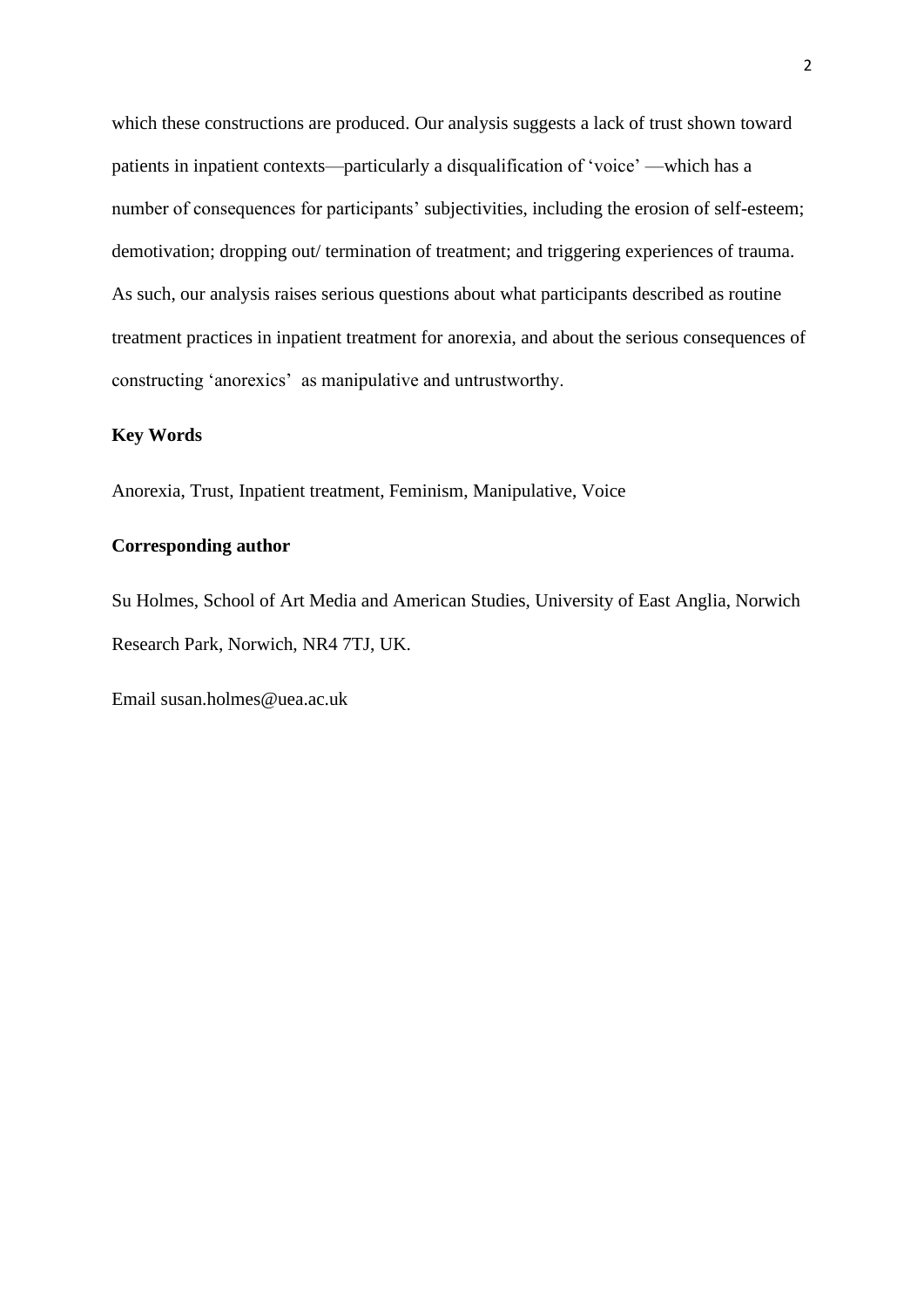which these constructions are produced. Our analysis suggests a lack of trust shown toward patients in inpatient contexts—particularly a disqualification of 'voice' —which has a number of consequences for participants' subjectivities, including the erosion of self-esteem; demotivation; dropping out/ termination of treatment; and triggering experiences of trauma. As such, our analysis raises serious questions about what participants described as routine treatment practices in inpatient treatment for anorexia, and about the serious consequences of constructing 'anorexics' as manipulative and untrustworthy.

**Key Words**

Anorexia, Trust, Inpatient treatment, Feminism, Manipulative, Voice

**Corresponding author**

Su Holmes, School of Art Media and American Studies, University of East Anglia, Norwich Research Park, Norwich, NR4 7TJ, UK.

Email susan.holmes@uea.ac.uk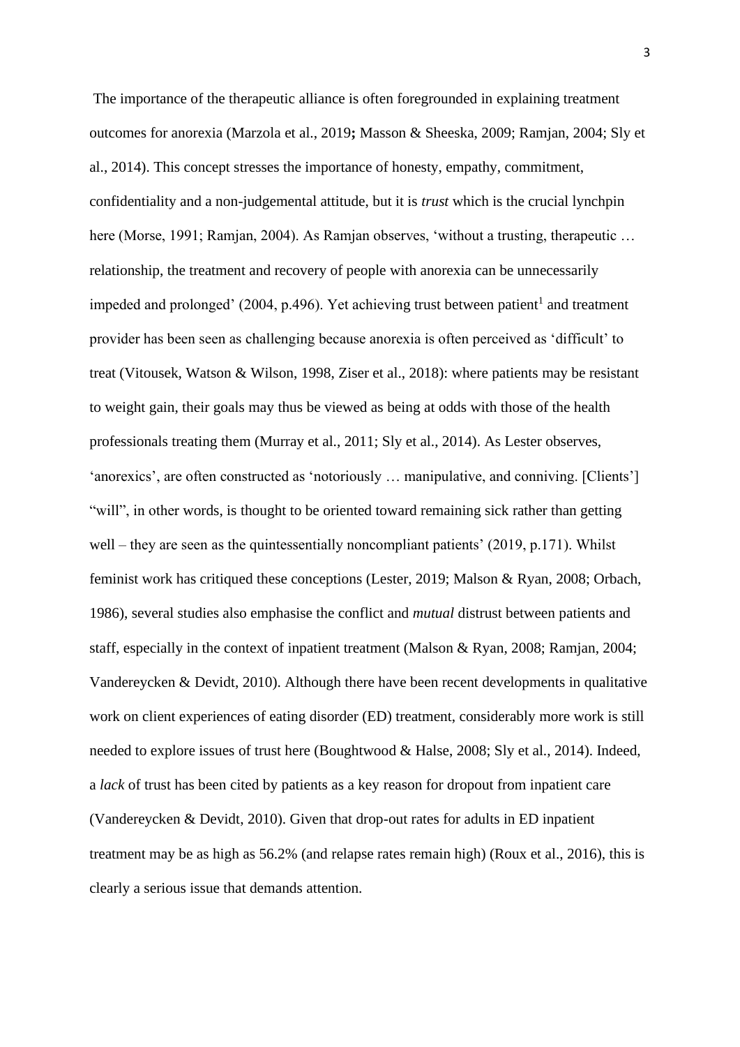The importance of the therapeutic alliance is often foregrounded in explaining treatment outcomes for anorexia (Marzola et al., 2019**;** Masson & Sheeska, 2009; Ramjan, 2004; Sly et al., 2014). This concept stresses the importance of honesty, empathy, commitment, confidentiality and a non-judgemental attitude, but it is *trust* which is the crucial lynchpin here (Morse, 1991; Ramjan, 2004). As Ramjan observes, 'without a trusting, therapeutic … relationship, the treatment and recovery of people with anorexia can be unnecessarily impeded and prolonged' (2004, p.496). Yet achieving trust between patient[1] and treatment provider has been seen as challenging because anorexia is often perceived as 'difficult' to treat (Vitousek, Watson & Wilson, 1998, Ziser et al., 2018): where patients may be resistant to weight gain, their goals may thus be viewed as being at odds with those of the health professionals treating them (Murray et al., 2011; Sly et al., 2014). As Lester observes, 'anorexics', are often constructed as 'notoriously … manipulative, and conniving. [Clients'] "will", in other words, is thought to be oriented toward remaining sick rather than getting well – they are seen as the quintessentially noncompliant patients' (2019, p.171). Whilst feminist work has critiqued these conceptions (Lester, 2019; Malson & Ryan, 2008; Orbach, 1986), several studies also emphasise the conflict and *mutual* distrust between patients and staff, especially in the context of inpatient treatment (Malson & Ryan, 2008; Ramjan, 2004; Vandereycken & Devidt, 2010). Although there have been recent developments in qualitative work on client experiences of eating disorder (ED) treatment, considerably more work is still needed to explore issues of trust here (Boughtwood & Halse, 2008; Sly et al., 2014). Indeed, a *lack* of trust has been cited by patients as a key reason for dropout from inpatient care (Vandereycken & Devidt, 2010). Given that drop-out rates for adults in ED inpatient treatment may be as high as 56.2% (and relapse rates remain high) (Roux et al., 2016), this is clearly a serious issue that demands attention.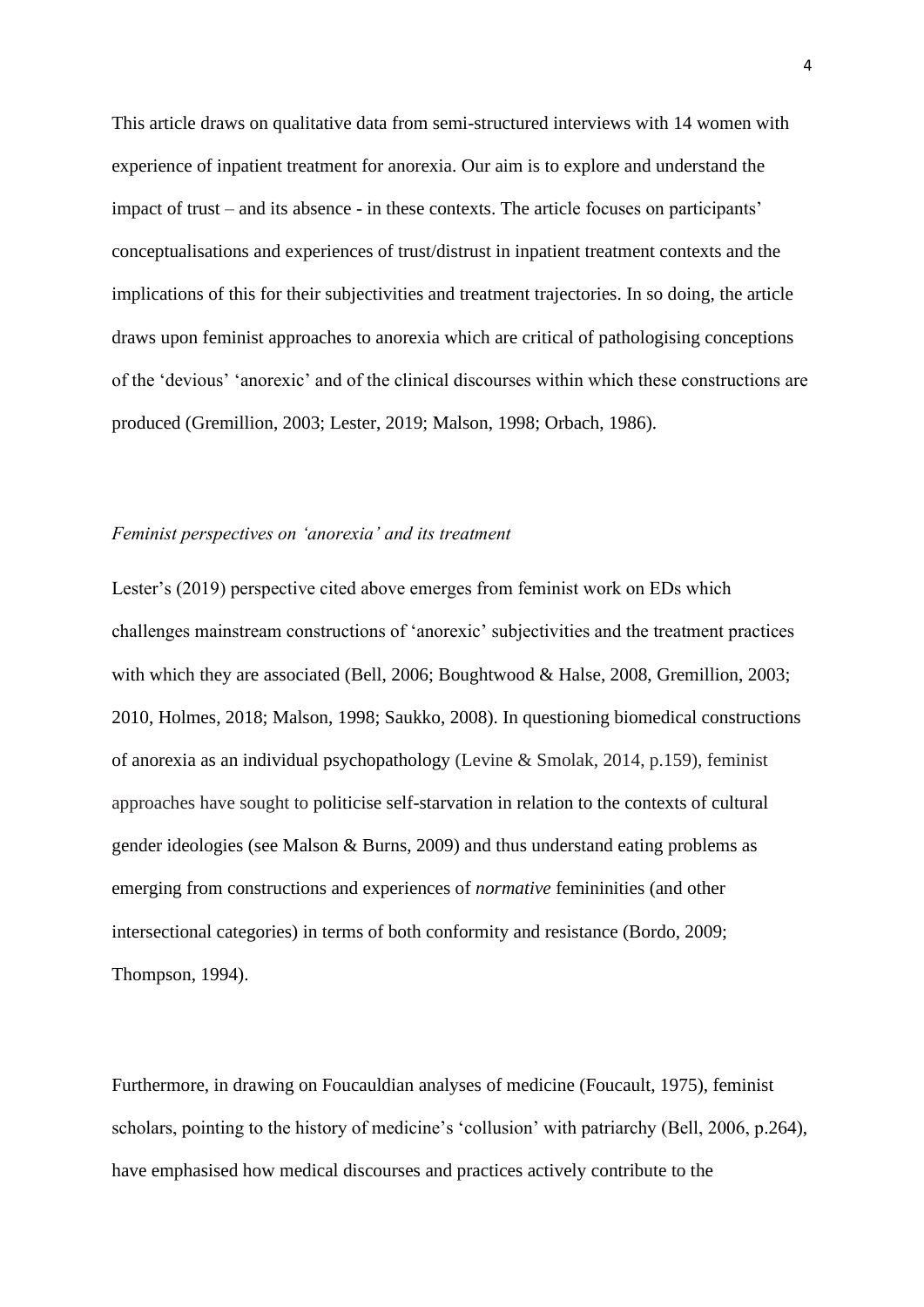This article draws on qualitative data from semi-structured interviews with 14 women with experience of inpatient treatment for anorexia. Our aim is to explore and understand the impact of trust – and its absence - in these contexts. The article focuses on participants' conceptualisations and experiences of trust/distrust in inpatient treatment contexts and the implications of this for their subjectivities and treatment trajectories. In so doing, the article draws upon feminist approaches to anorexia which are critical of pathologising conceptions of the 'devious' 'anorexic' and of the clinical discourses within which these constructions are produced (Gremillion, 2003; Lester, 2019; Malson, 1998; Orbach, 1986).

*Feminist perspectives on 'anorexia' and its treatment*

Lester's (2019) perspective cited above emerges from feminist work on EDs which challenges mainstream constructions of 'anorexic' subjectivities and the treatment practices with which they are associated (Bell, 2006; Boughtwood & Halse, 2008, Gremillion, 2003; 2010, Holmes, 2018; Malson, 1998; Saukko, 2008). In questioning biomedical constructions of anorexia as an individual psychopathology (Levine & Smolak, 2014, p.159), feminist approaches have sought to politicise self-starvation in relation to the contexts of cultural gender ideologies (see Malson & Burns, 2009) and thus understand eating problems as emerging from constructions and experiences of *normative* femininities (and other intersectional categories) in terms of both conformity and resistance (Bordo, 2009; Thompson, 1994).

Furthermore, in drawing on Foucauldian analyses of medicine (Foucault, 1975), feminist scholars, pointing to the history of medicine's 'collusion' with patriarchy (Bell, 2006, p.264), have emphasised how medical discourses and practices actively contribute to the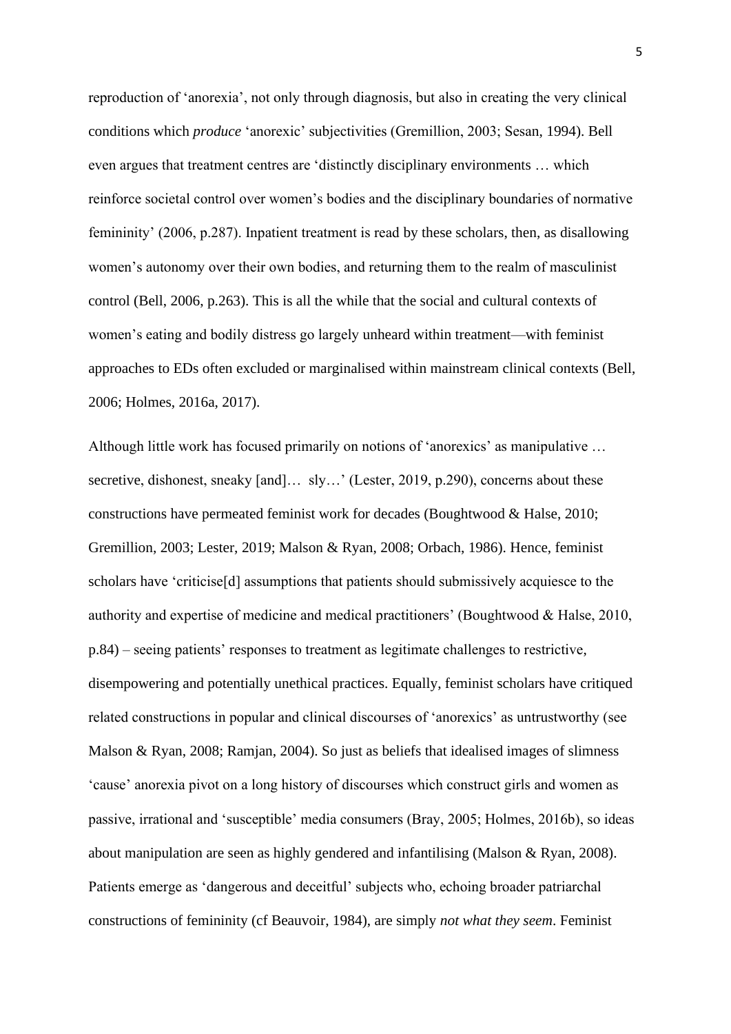reproduction of 'anorexia', not only through diagnosis, but also in creating the very clinical conditions which *produce* 'anorexic' subjectivities (Gremillion, 2003; Sesan, 1994). Bell even argues that treatment centres are 'distinctly disciplinary environments … which reinforce societal control over women's bodies and the disciplinary boundaries of normative femininity' (2006, p.287). Inpatient treatment is read by these scholars, then, as disallowing women's autonomy over their own bodies, and returning them to the realm of masculinist control (Bell, 2006, p.263). This is all the while that the social and cultural contexts of women's eating and bodily distress go largely unheard within treatment—with feminist approaches to EDs often excluded or marginalised within mainstream clinical contexts (Bell, 2006; Holmes, 2016a, 2017).

Although little work has focused primarily on notions of 'anorexics' as manipulative … secretive, dishonest, sneaky [and]… sly…' (Lester, 2019, p.290), concerns about these constructions have permeated feminist work for decades (Boughtwood & Halse, 2010; Gremillion, 2003; Lester, 2019; Malson & Ryan, 2008; Orbach, 1986). Hence, feminist scholars have 'criticise[d] assumptions that patients should submissively acquiesce to the authority and expertise of medicine and medical practitioners' (Boughtwood & Halse, 2010, p.84) – seeing patients' responses to treatment as legitimate challenges to restrictive, disempowering and potentially unethical practices. Equally, feminist scholars have critiqued related constructions in popular and clinical discourses of 'anorexics' as untrustworthy (see Malson & Ryan, 2008; Ramjan, 2004). So just as beliefs that idealised images of slimness 'cause' anorexia pivot on a long history of discourses which construct girls and women as passive, irrational and 'susceptible' media consumers (Bray, 2005; Holmes, 2016b), so ideas about manipulation are seen as highly gendered and infantilising (Malson & Ryan, 2008). Patients emerge as 'dangerous and deceitful' subjects who, echoing broader patriarchal constructions of femininity (cf Beauvoir, 1984), are simply *not what they seem*. Feminist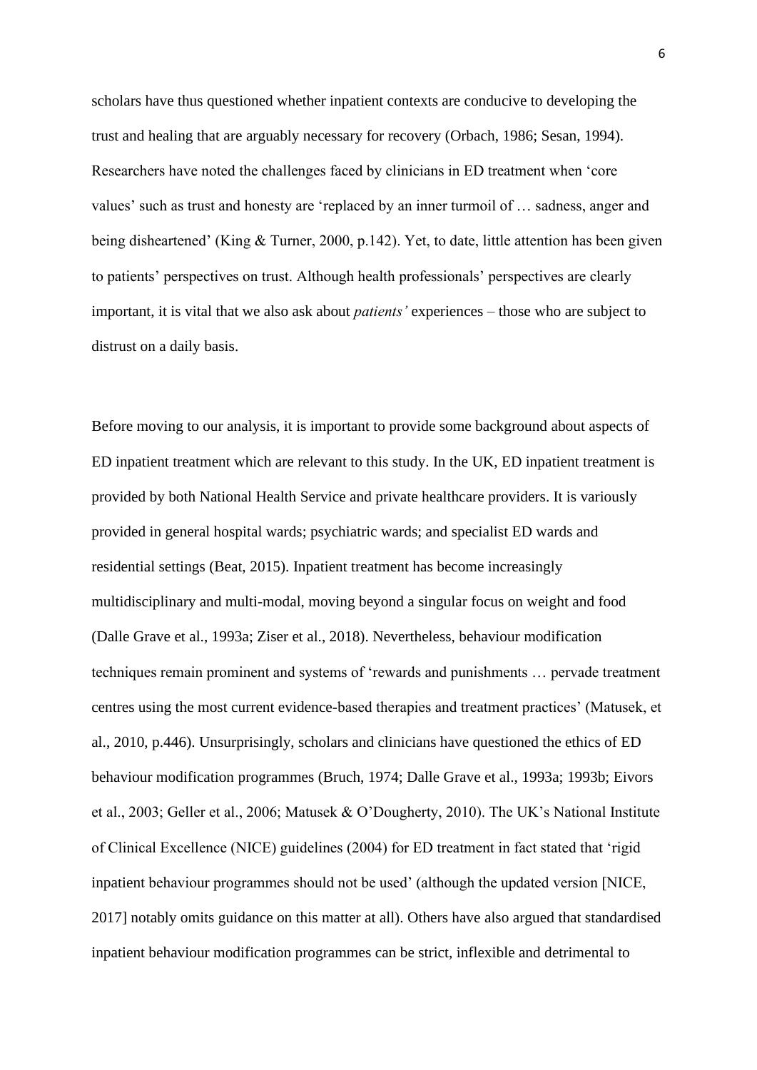scholars have thus questioned whether inpatient contexts are conducive to developing the trust and healing that are arguably necessary for recovery (Orbach, 1986; Sesan, 1994). Researchers have noted the challenges faced by clinicians in ED treatment when 'core values' such as trust and honesty are 'replaced by an inner turmoil of … sadness, anger and being disheartened' (King & Turner, 2000, p.142). Yet, to date, little attention has been given to patients' perspectives on trust. Although health professionals' perspectives are clearly important, it is vital that we also ask about *patients'* experiences – those who are subject to distrust on a daily basis.

Before moving to our analysis, it is important to provide some background about aspects of ED inpatient treatment which are relevant to this study. In the UK, ED inpatient treatment is provided by both National Health Service and private healthcare providers. It is variously provided in general hospital wards; psychiatric wards; and specialist ED wards and residential settings (Beat, 2015). Inpatient treatment has become increasingly multidisciplinary and multi-modal, moving beyond a singular focus on weight and food (Dalle Grave et al., 1993a; Ziser et al., 2018). Nevertheless, behaviour modification techniques remain prominent and systems of 'rewards and punishments … pervade treatment centres using the most current evidence-based therapies and treatment practices' (Matusek, et al., 2010, p.446). Unsurprisingly, scholars and clinicians have questioned the ethics of ED behaviour modification programmes (Bruch, 1974; Dalle Grave et al., 1993a; 1993b; Eivors et al., 2003; Geller et al., 2006; Matusek & O'Dougherty, 2010). The UK's National Institute of Clinical Excellence (NICE) guidelines (2004) for ED treatment in fact stated that 'rigid inpatient behaviour programmes should not be used' (although the updated version [NICE, 2017] notably omits guidance on this matter at all). Others have also argued that standardised inpatient behaviour modification programmes can be strict, inflexible and detrimental to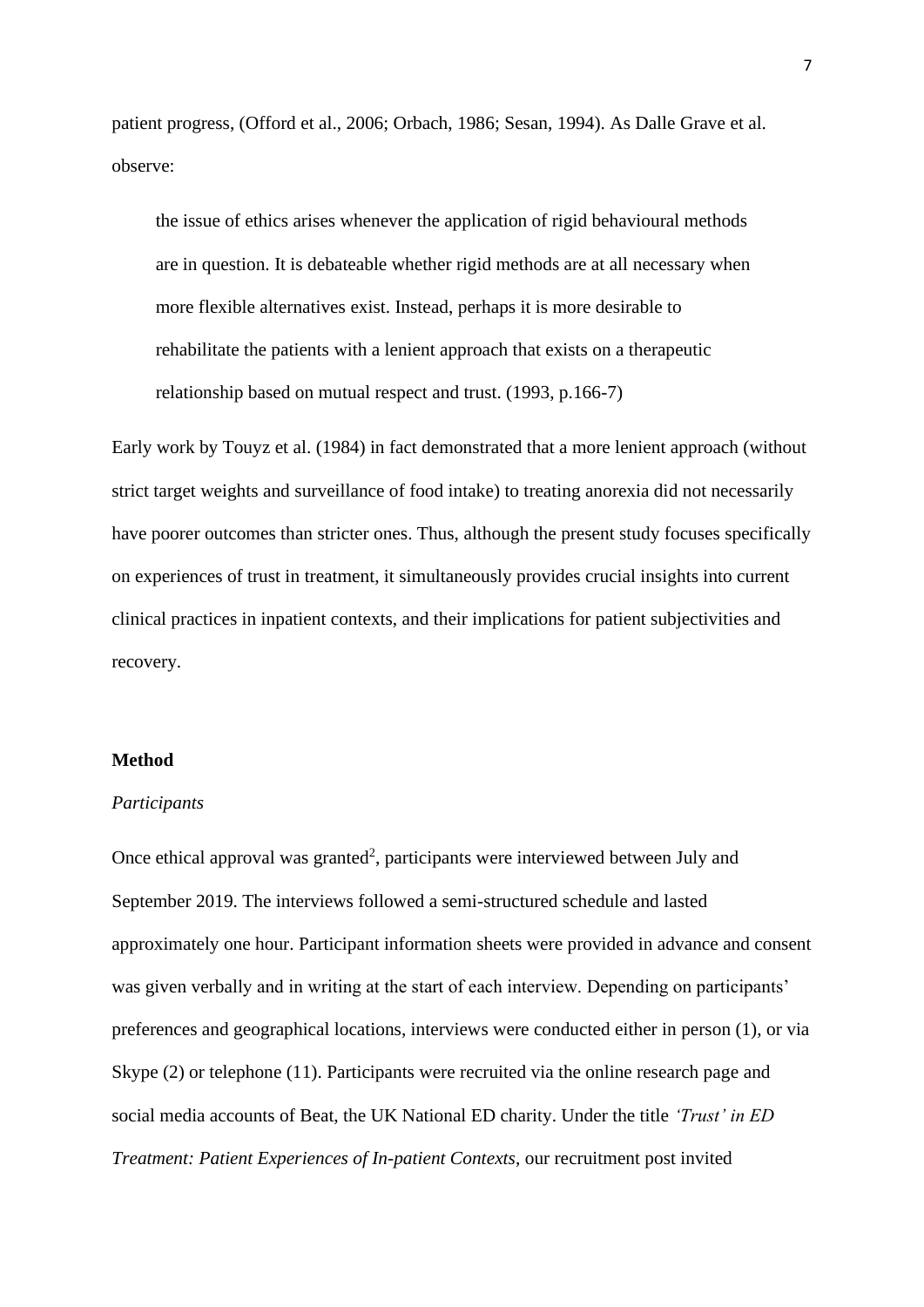patient progress, (Offord et al., 2006; Orbach, 1986; Sesan, 1994). As Dalle Grave et al. observe:

> the issue of ethics arises whenever the application of rigid behavioural methods are in question. It is debateable whether rigid methods are at all necessary when more flexible alternatives exist. Instead, perhaps it is more desirable to rehabilitate the patients with a lenient approach that exists on a therapeutic relationship based on mutual respect and trust. (1993, p.166-7)

Early work by Touyz et al. (1984) in fact demonstrated that a more lenient approach (without strict target weights and surveillance of food intake) to treating anorexia did not necessarily have poorer outcomes than stricter ones. Thus, although the present study focuses specifically on experiences of trust in treatment, it simultaneously provides crucial insights into current clinical practices in inpatient contexts, and their implications for patient subjectivities and recovery.

## Method

### *Participants*

Once ethical approval was granted[2], participants were interviewed between July and September 2019. The interviews followed a semi-structured schedule and lasted approximately one hour. Participant information sheets were provided in advance and consent was given verbally and in writing at the start of each interview. Depending on participants' preferences and geographical locations, interviews were conducted either in person (1), or via Skype (2) or telephone (11). Participants were recruited via the online research page and social media accounts of Beat, the UK National ED charity. Under the title *'Trust' in ED Treatment: Patient Experiences of In-patient Contexts*, our recruitment post invited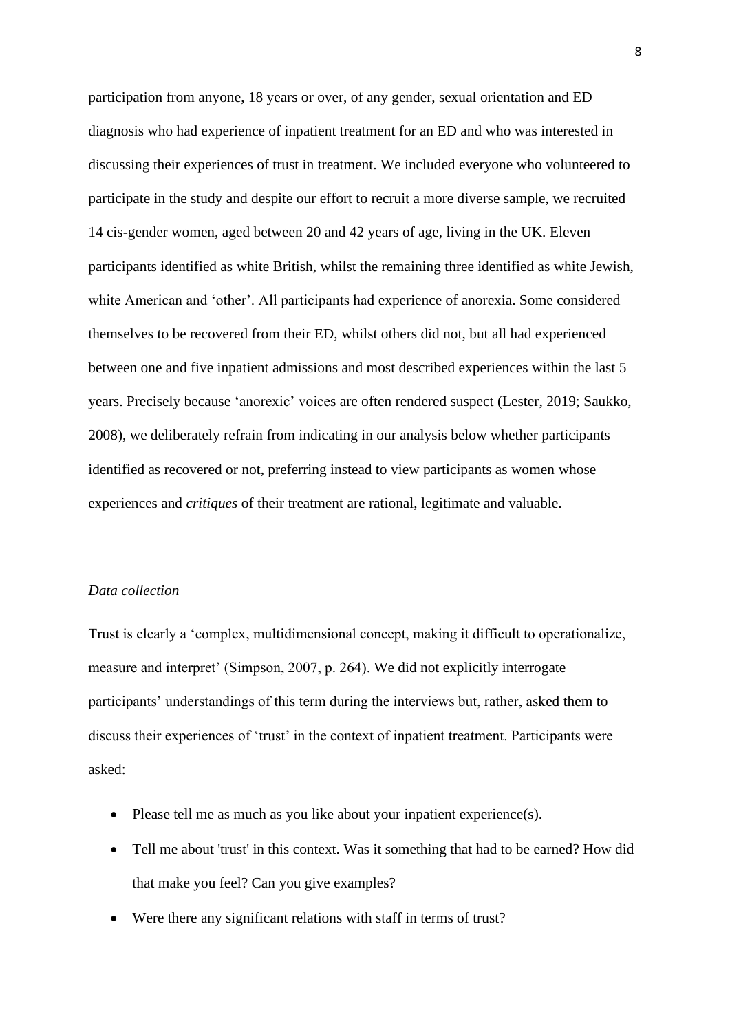participation from anyone, 18 years or over, of any gender, sexual orientation and ED diagnosis who had experience of inpatient treatment for an ED and who was interested in discussing their experiences of trust in treatment. We included everyone who volunteered to participate in the study and despite our effort to recruit a more diverse sample, we recruited 14 cis-gender women, aged between 20 and 42 years of age, living in the UK. Eleven participants identified as white British, whilst the remaining three identified as white Jewish, white American and 'other'. All participants had experience of anorexia. Some considered themselves to be recovered from their ED, whilst others did not, but all had experienced between one and five inpatient admissions and most described experiences within the last 5 years. Precisely because 'anorexic' voices are often rendered suspect (Lester, 2019; Saukko, 2008), we deliberately refrain from indicating in our analysis below whether participants identified as recovered or not, preferring instead to view participants as women whose experiences and *critiques* of their treatment are rational, legitimate and valuable.

*Data collection*

Trust is clearly a 'complex, multidimensional concept, making it difficult to operationalize, measure and interpret' (Simpson, 2007, p. 264). We did not explicitly interrogate participants' understandings of this term during the interviews but, rather, asked them to discuss their experiences of 'trust' in the context of inpatient treatment. Participants were asked:

- Please tell me as much as you like about your inpatient experience(s).
- Tell me about 'trust' in this context. Was it something that had to be earned? How did that make you feel? Can you give examples?
- Were there any significant relations with staff in terms of trust?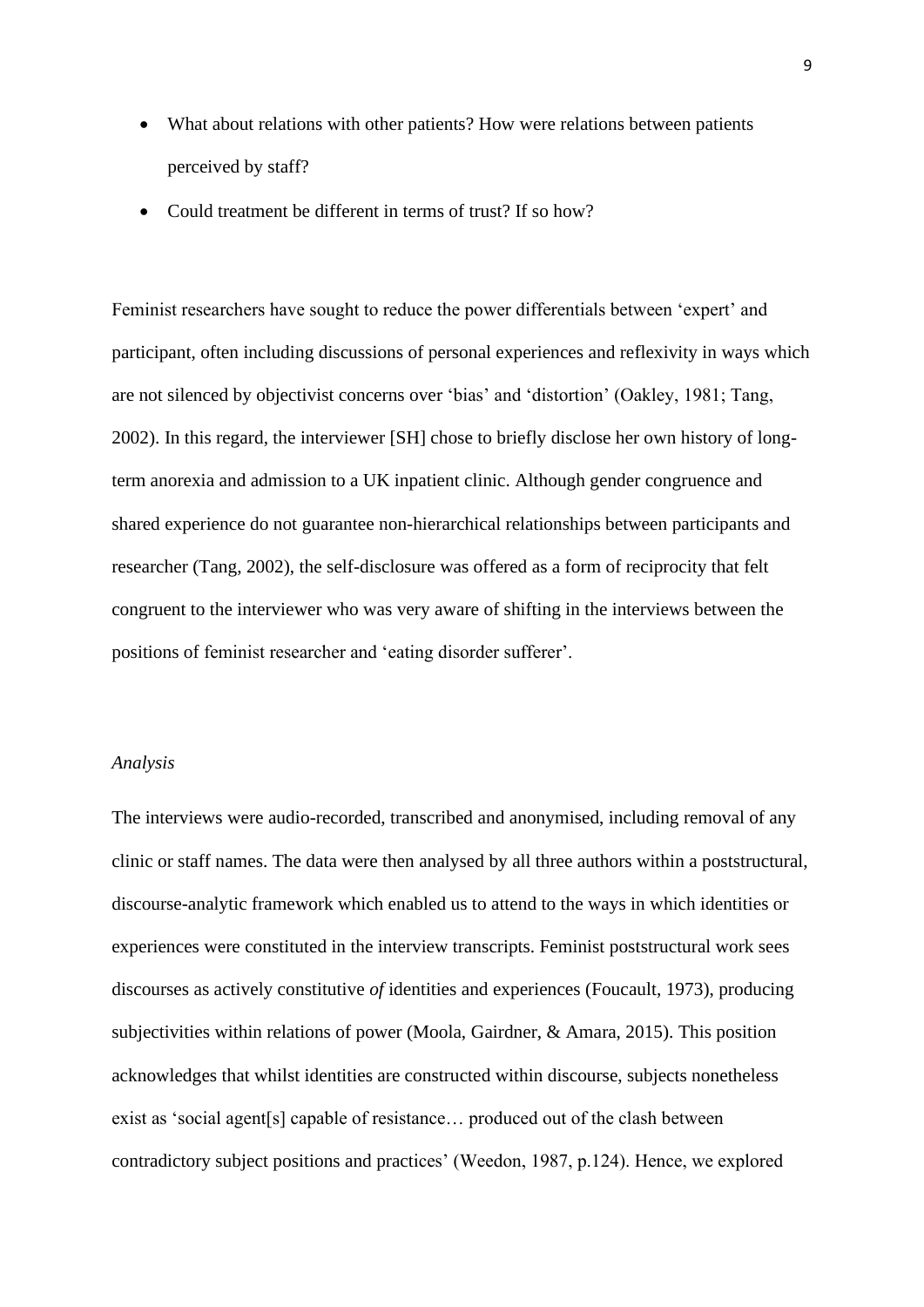- What about relations with other patients? How were relations between patients perceived by staff?
- Could treatment be different in terms of trust? If so how?

Feminist researchers have sought to reduce the power differentials between 'expert' and participant, often including discussions of personal experiences and reflexivity in ways which are not silenced by objectivist concerns over 'bias' and 'distortion' (Oakley, 1981; Tang, 2002). In this regard, the interviewer [SH] chose to briefly disclose her own history of long-term anorexia and admission to a UK inpatient clinic. Although gender congruence and shared experience do not guarantee non-hierarchical relationships between participants and researcher (Tang, 2002), the self-disclosure was offered as a form of reciprocity that felt congruent to the interviewer who was very aware of shifting in the interviews between the positions of feminist researcher and 'eating disorder sufferer'.

*Analysis*

The interviews were audio-recorded, transcribed and anonymised, including removal of any clinic or staff names. The data were then analysed by all three authors within a poststructural, discourse-analytic framework which enabled us to attend to the ways in which identities or experiences were constituted in the interview transcripts. Feminist poststructural work sees discourses as actively constitutive *of* identities and experiences (Foucault, 1973), producing subjectivities within relations of power (Moola, Gairdner, & Amara, 2015). This position acknowledges that whilst identities are constructed within discourse, subjects nonetheless exist as 'social agent[s] capable of resistance… produced out of the clash between contradictory subject positions and practices' (Weedon, 1987, p.124). Hence, we explored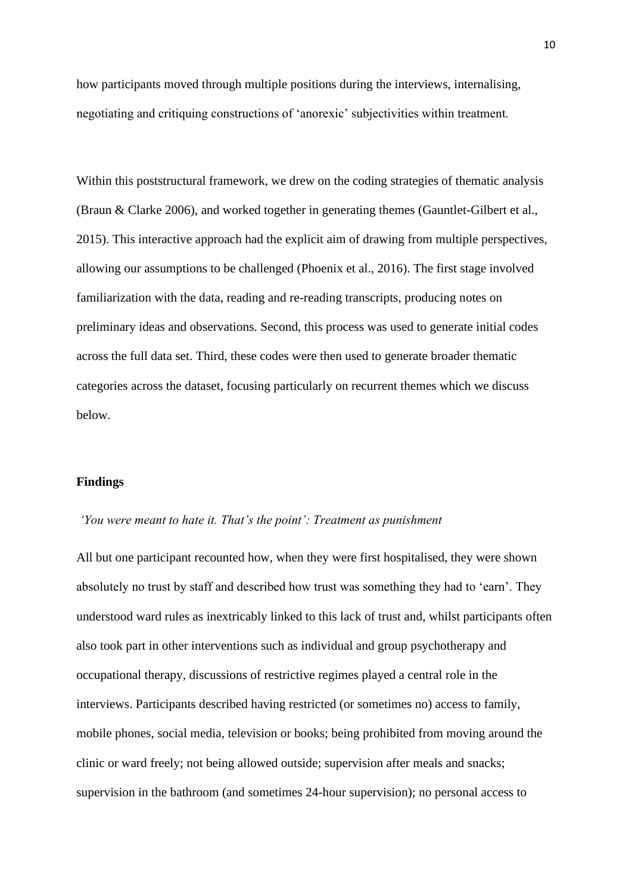how participants moved through multiple positions during the interviews, internalising, negotiating and critiquing constructions of 'anorexic' subjectivities within treatment.

Within this poststructural framework, we drew on the coding strategies of thematic analysis (Braun & Clarke 2006), and worked together in generating themes (Gauntlet-Gilbert et al., 2015). This interactive approach had the explicit aim of drawing from multiple perspectives, allowing our assumptions to be challenged (Phoenix et al., 2016). The first stage involved familiarization with the data, reading and re-reading transcripts, producing notes on preliminary ideas and observations. Second, this process was used to generate initial codes across the full data set. Third, these codes were then used to generate broader thematic categories across the dataset, focusing particularly on recurrent themes which we discuss below.

## Findings

### *'You were meant to hate it. That's the point': Treatment as punishment*

All but one participant recounted how, when they were first hospitalised, they were shown absolutely no trust by staff and described how trust was something they had to 'earn'. They understood ward rules as inextricably linked to this lack of trust and, whilst participants often also took part in other interventions such as individual and group psychotherapy and occupational therapy, discussions of restrictive regimes played a central role in the interviews. Participants described having restricted (or sometimes no) access to family, mobile phones, social media, television or books; being prohibited from moving around the clinic or ward freely; not being allowed outside; supervision after meals and snacks; supervision in the bathroom (and sometimes 24-hour supervision); no personal access to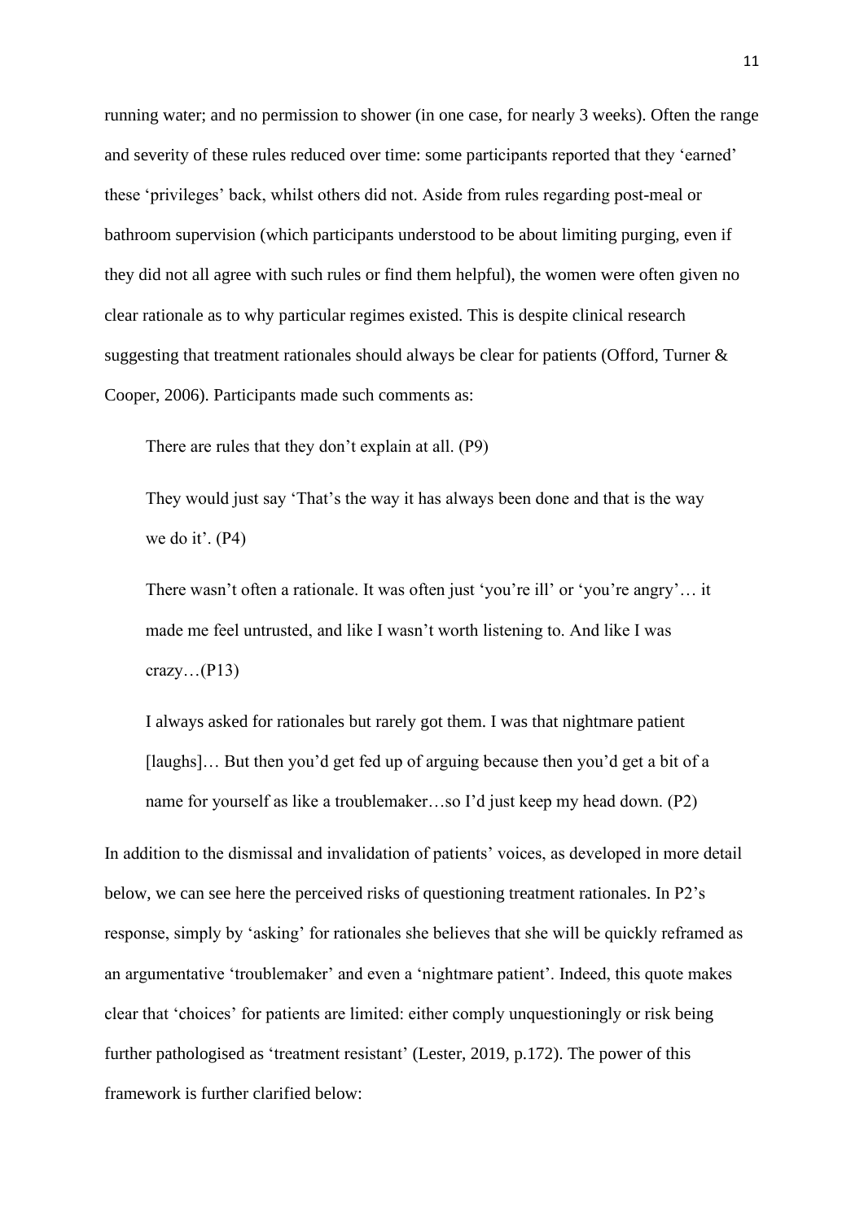running water; and no permission to shower (in one case, for nearly 3 weeks). Often the range and severity of these rules reduced over time: some participants reported that they 'earned' these 'privileges' back, whilst others did not. Aside from rules regarding post-meal or bathroom supervision (which participants understood to be about limiting purging, even if they did not all agree with such rules or find them helpful), the women were often given no clear rationale as to why particular regimes existed. This is despite clinical research suggesting that treatment rationales should always be clear for patients (Offord, Turner & Cooper, 2006). Participants made such comments as:

> There are rules that they don't explain at all. (P9)

> They would just say 'That's the way it has always been done and that is the way we do it'. (P4)

> There wasn't often a rationale. It was often just 'you're ill' or 'you're angry'… it made me feel untrusted, and like I wasn't worth listening to. And like I was crazy…(P13)

> I always asked for rationales but rarely got them. I was that nightmare patient [laughs]… But then you'd get fed up of arguing because then you'd get a bit of a name for yourself as like a troublemaker…so I'd just keep my head down. (P2)

In addition to the dismissal and invalidation of patients' voices, as developed in more detail below, we can see here the perceived risks of questioning treatment rationales. In P2's response, simply by 'asking' for rationales she believes that she will be quickly reframed as an argumentative 'troublemaker' and even a 'nightmare patient'. Indeed, this quote makes clear that 'choices' for patients are limited: either comply unquestioningly or risk being further pathologised as 'treatment resistant' (Lester, 2019, p.172). The power of this framework is further clarified below: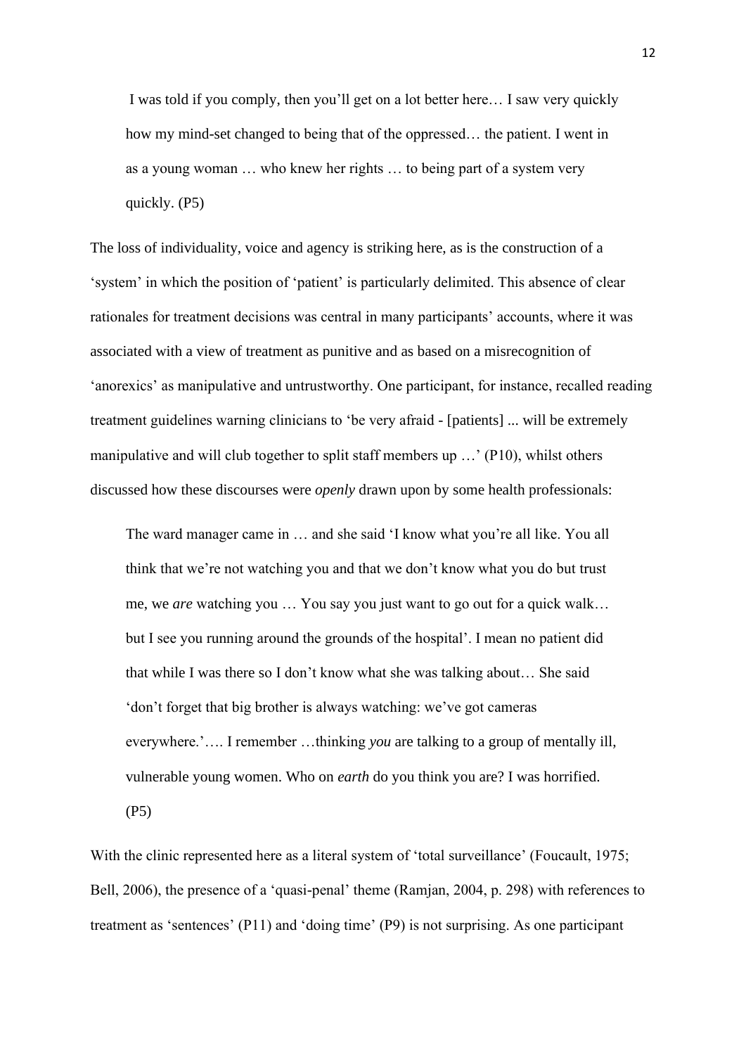> I was told if you comply, then you'll get on a lot better here… I saw very quickly how my mind-set changed to being that of the oppressed… the patient. I went in as a young woman … who knew her rights … to being part of a system very quickly. (P5)

The loss of individuality, voice and agency is striking here, as is the construction of a 'system' in which the position of 'patient' is particularly delimited. This absence of clear rationales for treatment decisions was central in many participants' accounts, where it was associated with a view of treatment as punitive and as based on a misrecognition of 'anorexics' as manipulative and untrustworthy. One participant, for instance, recalled reading treatment guidelines warning clinicians to 'be very afraid - [patients] ... will be extremely manipulative and will club together to split staff members up …' (P10), whilst others discussed how these discourses were *openly* drawn upon by some health professionals:

> The ward manager came in … and she said 'I know what you're all like. You all think that we're not watching you and that we don't know what you do but trust me, we *are* watching you … You say you just want to go out for a quick walk… but I see you running around the grounds of the hospital'. I mean no patient did that while I was there so I don't know what she was talking about… She said 'don't forget that big brother is always watching: we've got cameras everywhere.'…. I remember …thinking *you* are talking to a group of mentally ill, vulnerable young women. Who on *earth* do you think you are? I was horrified. (P5)

With the clinic represented here as a literal system of 'total surveillance' (Foucault, 1975; Bell, 2006), the presence of a 'quasi-penal' theme (Ramjan, 2004, p. 298) with references to treatment as 'sentences' (P11) and 'doing time' (P9) is not surprising. As one participant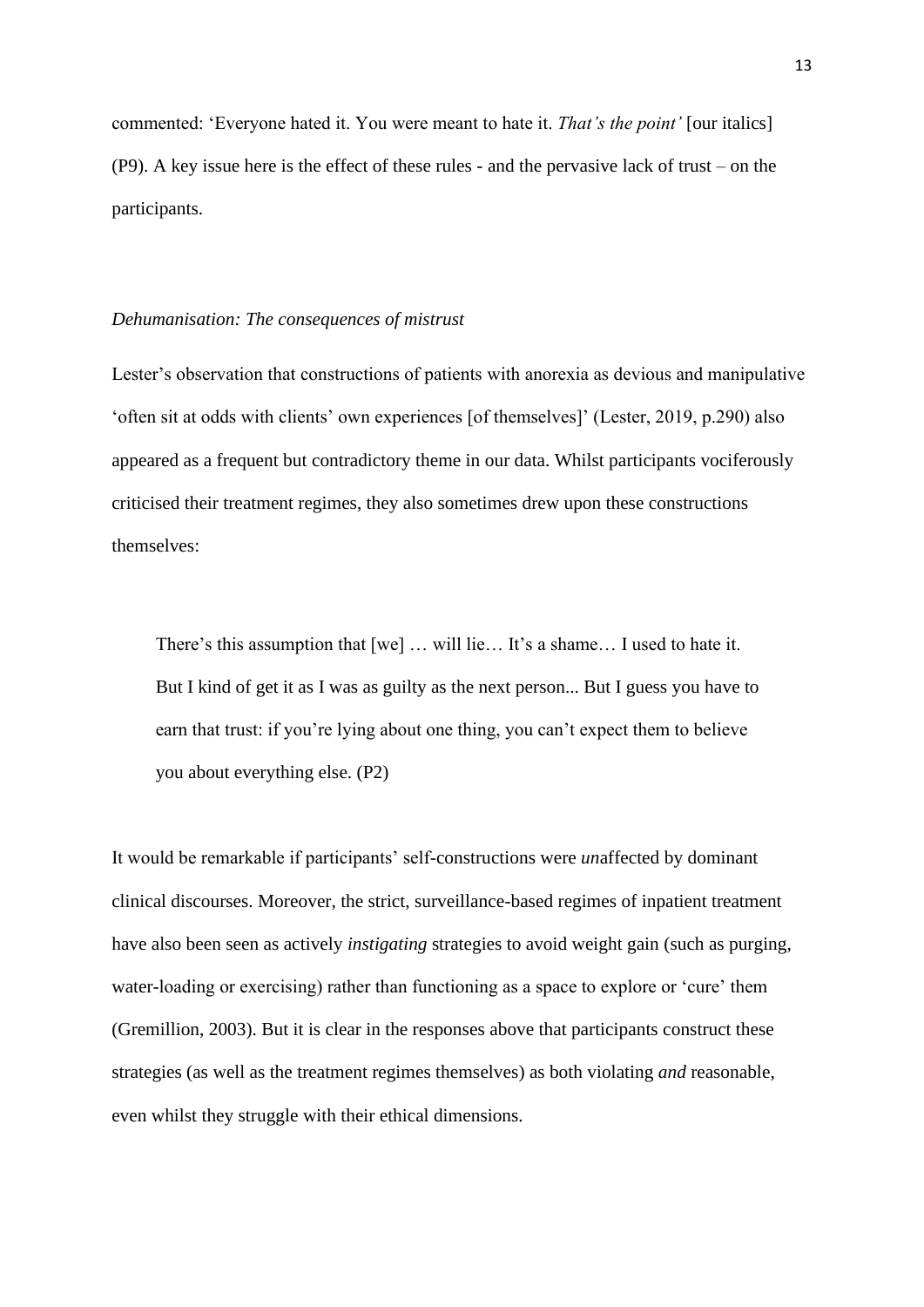commented: 'Everyone hated it. You were meant to hate it. *That's the point'* [our italics] (P9). A key issue here is the effect of these rules - and the pervasive lack of trust – on the participants.

### *Dehumanisation: The consequences of mistrust*

Lester's observation that constructions of patients with anorexia as devious and manipulative 'often sit at odds with clients' own experiences [of themselves]' (Lester, 2019, p.290) also appeared as a frequent but contradictory theme in our data. Whilst participants vociferously criticised their treatment regimes, they also sometimes drew upon these constructions themselves:

> There's this assumption that [we] … will lie… It's a shame… I used to hate it. But I kind of get it as I was as guilty as the next person... But I guess you have to earn that trust: if you're lying about one thing, you can't expect them to believe you about everything else. (P2)

It would be remarkable if participants' self-constructions were *un*affected by dominant clinical discourses. Moreover, the strict, surveillance-based regimes of inpatient treatment have also been seen as actively *instigating* strategies to avoid weight gain (such as purging, water-loading or exercising) rather than functioning as a space to explore or 'cure' them (Gremillion, 2003). But it is clear in the responses above that participants construct these strategies (as well as the treatment regimes themselves) as both violating *and* reasonable, even whilst they struggle with their ethical dimensions.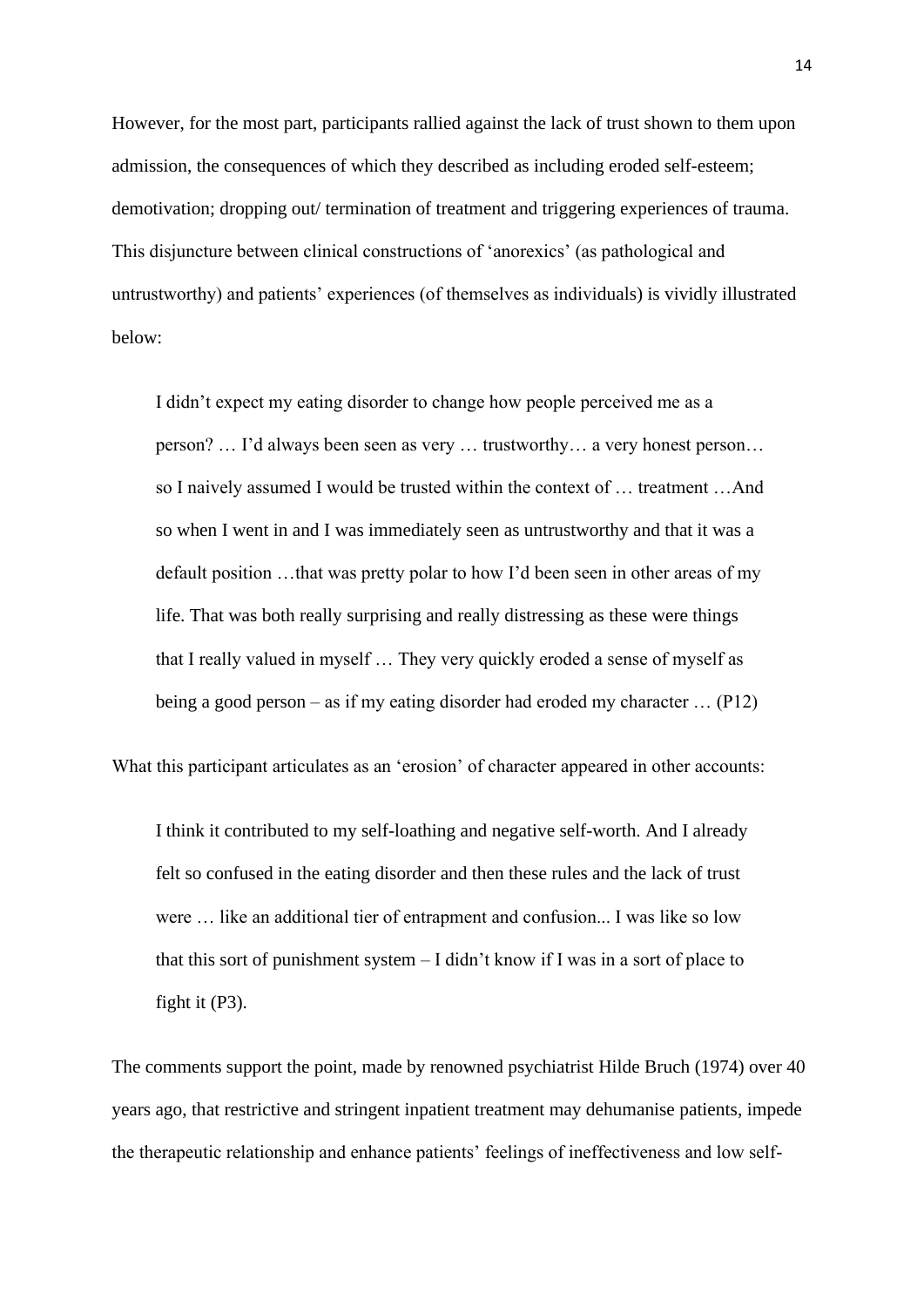However, for the most part, participants rallied against the lack of trust shown to them upon admission, the consequences of which they described as including eroded self-esteem; demotivation; dropping out/ termination of treatment and triggering experiences of trauma. This disjuncture between clinical constructions of 'anorexics' (as pathological and untrustworthy) and patients' experiences (of themselves as individuals) is vividly illustrated below:

> I didn't expect my eating disorder to change how people perceived me as a person? … I'd always been seen as very … trustworthy… a very honest person… so I naively assumed I would be trusted within the context of … treatment …And so when I went in and I was immediately seen as untrustworthy and that it was a default position …that was pretty polar to how I'd been seen in other areas of my life. That was both really surprising and really distressing as these were things that I really valued in myself … They very quickly eroded a sense of myself as being a good person – as if my eating disorder had eroded my character … (P12)

What this participant articulates as an 'erosion' of character appeared in other accounts:

> I think it contributed to my self-loathing and negative self-worth. And I already felt so confused in the eating disorder and then these rules and the lack of trust were … like an additional tier of entrapment and confusion... I was like so low that this sort of punishment system – I didn't know if I was in a sort of place to fight it (P3).

The comments support the point, made by renowned psychiatrist Hilde Bruch (1974) over 40 years ago, that restrictive and stringent inpatient treatment may dehumanise patients, impede the therapeutic relationship and enhance patients' feelings of ineffectiveness and low self-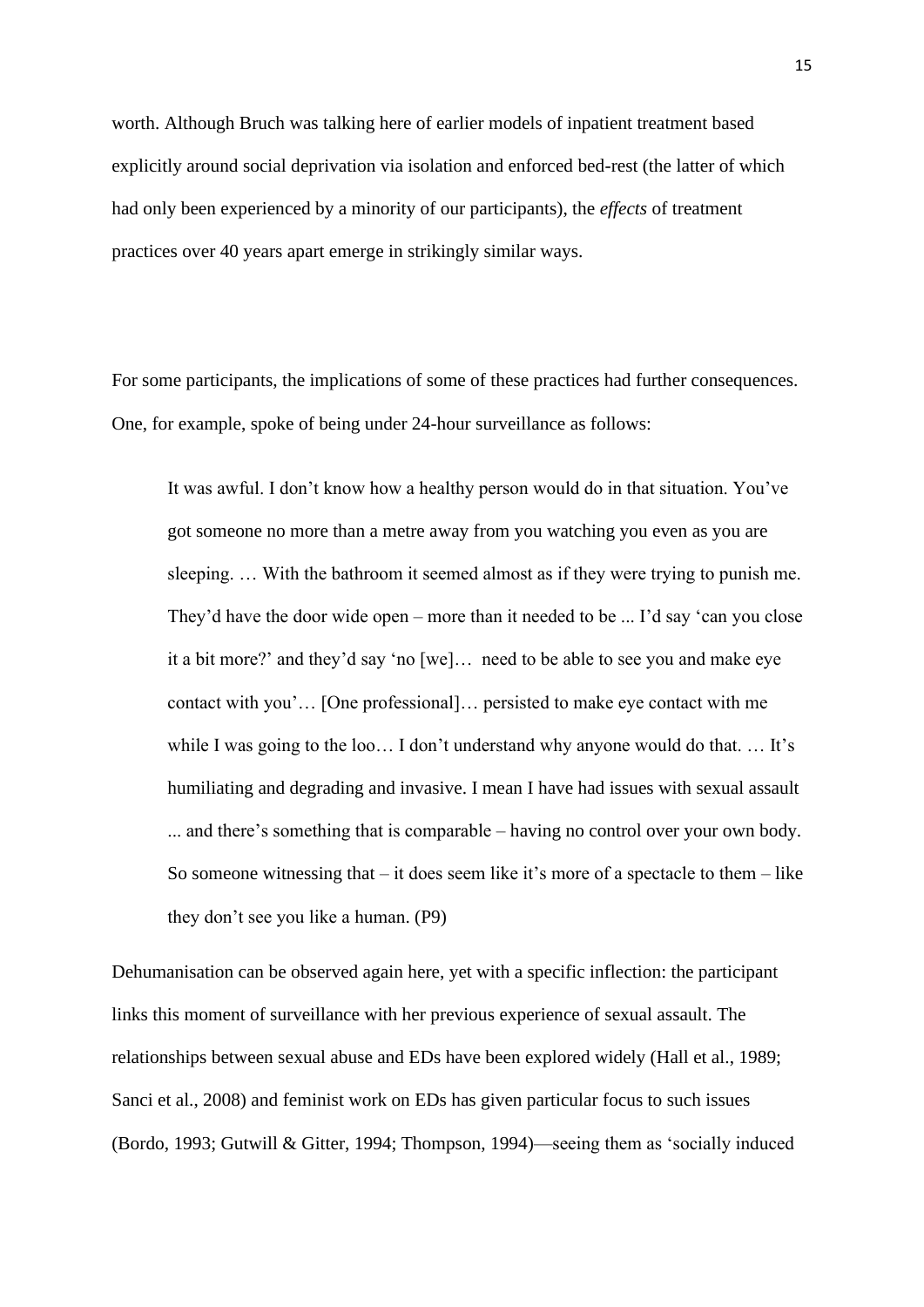worth. Although Bruch was talking here of earlier models of inpatient treatment based explicitly around social deprivation via isolation and enforced bed-rest (the latter of which had only been experienced by a minority of our participants), the *effects* of treatment practices over 40 years apart emerge in strikingly similar ways.

For some participants, the implications of some of these practices had further consequences. One, for example, spoke of being under 24-hour surveillance as follows:

> It was awful. I don't know how a healthy person would do in that situation. You've got someone no more than a metre away from you watching you even as you are sleeping. … With the bathroom it seemed almost as if they were trying to punish me. They'd have the door wide open – more than it needed to be ... I'd say 'can you close it a bit more?' and they'd say 'no [we]… need to be able to see you and make eye contact with you'… [One professional]… persisted to make eye contact with me while I was going to the loo… I don't understand why anyone would do that. … It's humiliating and degrading and invasive. I mean I have had issues with sexual assault ... and there's something that is comparable – having no control over your own body. So someone witnessing that – it does seem like it's more of a spectacle to them – like they don't see you like a human. (P9)

Dehumanisation can be observed again here, yet with a specific inflection: the participant links this moment of surveillance with her previous experience of sexual assault. The relationships between sexual abuse and EDs have been explored widely (Hall et al., 1989; Sanci et al., 2008) and feminist work on EDs has given particular focus to such issues (Bordo, 1993; Gutwill & Gitter, 1994; Thompson, 1994)—seeing them as 'socially induced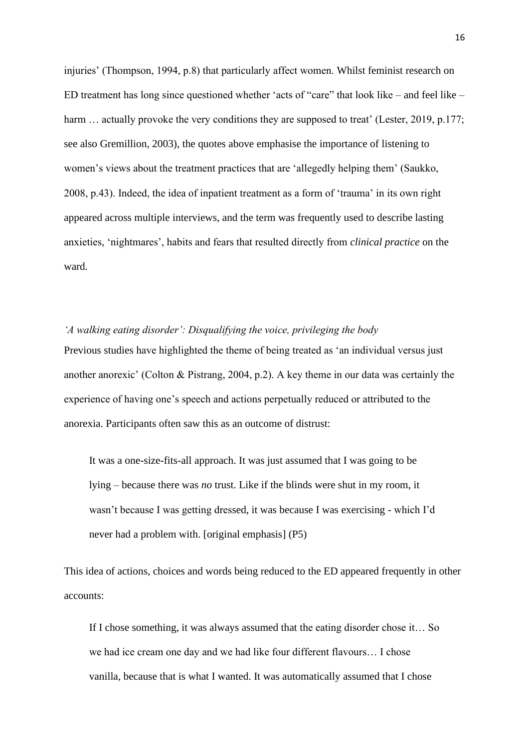injuries' (Thompson, 1994, p.8) that particularly affect women. Whilst feminist research on ED treatment has long since questioned whether 'acts of "care" that look like – and feel like – harm … actually provoke the very conditions they are supposed to treat' (Lester, 2019, p.177; see also Gremillion, 2003), the quotes above emphasise the importance of listening to women's views about the treatment practices that are 'allegedly helping them' (Saukko, 2008, p.43). Indeed, the idea of inpatient treatment as a form of 'trauma' in its own right appeared across multiple interviews, and the term was frequently used to describe lasting anxieties, 'nightmares', habits and fears that resulted directly from *clinical practice* on the ward.

### *'A walking eating disorder': Disqualifying the voice, privileging the body*

Previous studies have highlighted the theme of being treated as 'an individual versus just another anorexic' (Colton & Pistrang, 2004, p.2). A key theme in our data was certainly the experience of having one's speech and actions perpetually reduced or attributed to the anorexia. Participants often saw this as an outcome of distrust:

> It was a one-size-fits-all approach. It was just assumed that I was going to be lying – because there was *no* trust. Like if the blinds were shut in my room, it wasn't because I was getting dressed, it was because I was exercising - which I'd never had a problem with. [original emphasis] (P5)

This idea of actions, choices and words being reduced to the ED appeared frequently in other accounts:

> If I chose something, it was always assumed that the eating disorder chose it… So we had ice cream one day and we had like four different flavours… I chose vanilla, because that is what I wanted. It was automatically assumed that I chose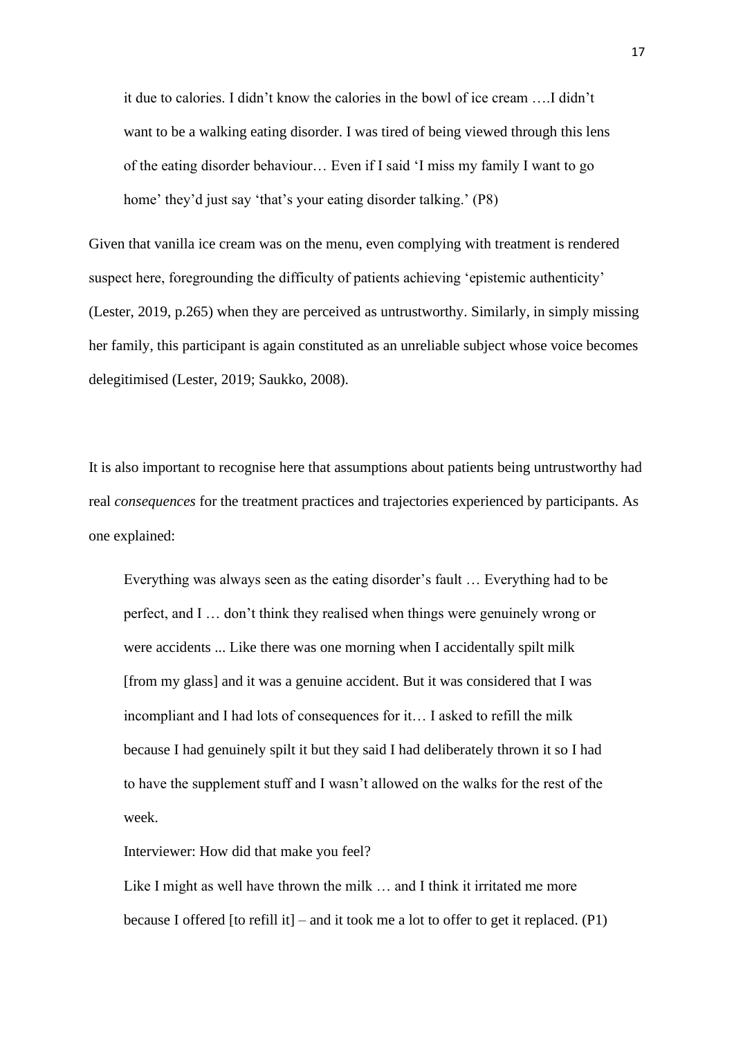> it due to calories. I didn't know the calories in the bowl of ice cream ….I didn't want to be a walking eating disorder. I was tired of being viewed through this lens of the eating disorder behaviour… Even if I said 'I miss my family I want to go home' they'd just say 'that's your eating disorder talking.' (P8)

Given that vanilla ice cream was on the menu, even complying with treatment is rendered suspect here, foregrounding the difficulty of patients achieving 'epistemic authenticity' (Lester, 2019, p.265) when they are perceived as untrustworthy. Similarly, in simply missing her family, this participant is again constituted as an unreliable subject whose voice becomes delegitimised (Lester, 2019; Saukko, 2008).

It is also important to recognise here that assumptions about patients being untrustworthy had real *consequences* for the treatment practices and trajectories experienced by participants. As one explained:

> Everything was always seen as the eating disorder's fault … Everything had to be perfect, and I … don't think they realised when things were genuinely wrong or were accidents ... Like there was one morning when I accidentally spilt milk [from my glass] and it was a genuine accident. But it was considered that I was incompliant and I had lots of consequences for it… I asked to refill the milk because I had genuinely spilt it but they said I had deliberately thrown it so I had to have the supplement stuff and I wasn't allowed on the walks for the rest of the week.
>
> Interviewer: How did that make you feel?
>
> Like I might as well have thrown the milk … and I think it irritated me more because I offered [to refill it] – and it took me a lot to offer to get it replaced. (P1)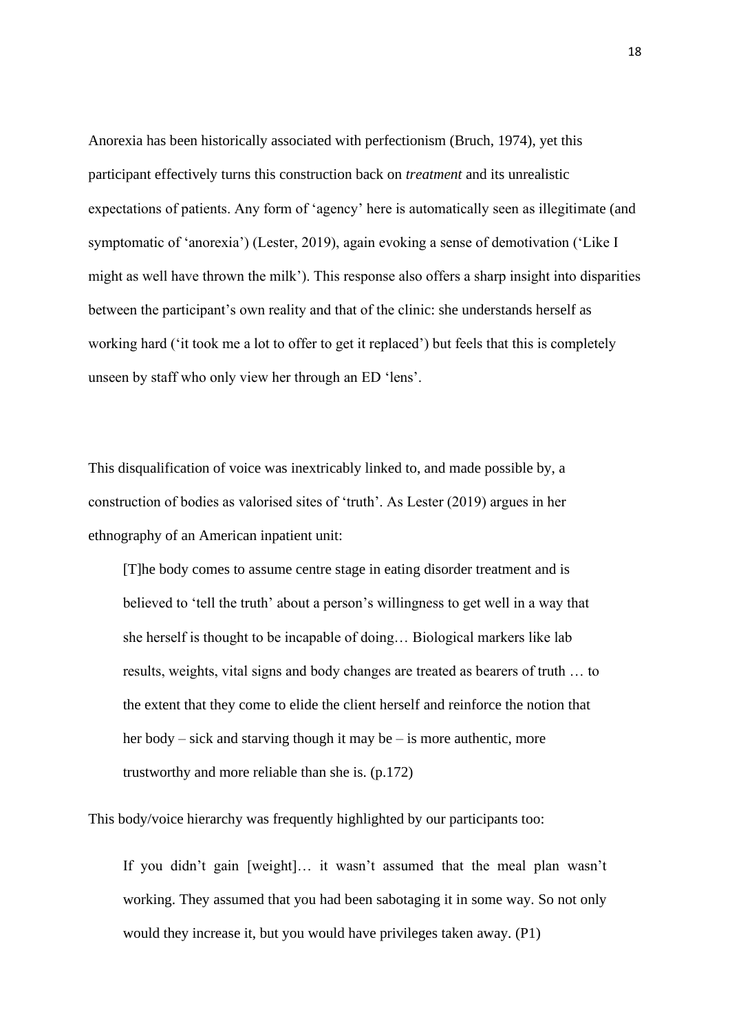Anorexia has been historically associated with perfectionism (Bruch, 1974), yet this participant effectively turns this construction back on *treatment* and its unrealistic expectations of patients. Any form of 'agency' here is automatically seen as illegitimate (and symptomatic of 'anorexia') (Lester, 2019), again evoking a sense of demotivation ('Like I might as well have thrown the milk'). This response also offers a sharp insight into disparities between the participant's own reality and that of the clinic: she understands herself as working hard ('it took me a lot to offer to get it replaced') but feels that this is completely unseen by staff who only view her through an ED 'lens'.

This disqualification of voice was inextricably linked to, and made possible by, a construction of bodies as valorised sites of 'truth'. As Lester (2019) argues in her ethnography of an American inpatient unit:

> [T]he body comes to assume centre stage in eating disorder treatment and is believed to 'tell the truth' about a person's willingness to get well in a way that she herself is thought to be incapable of doing… Biological markers like lab results, weights, vital signs and body changes are treated as bearers of truth … to the extent that they come to elide the client herself and reinforce the notion that her body – sick and starving though it may be – is more authentic, more trustworthy and more reliable than she is. (p.172)

This body/voice hierarchy was frequently highlighted by our participants too:

> If you didn't gain [weight]… it wasn't assumed that the meal plan wasn't working. They assumed that you had been sabotaging it in some way. So not only would they increase it, but you would have privileges taken away. (P1)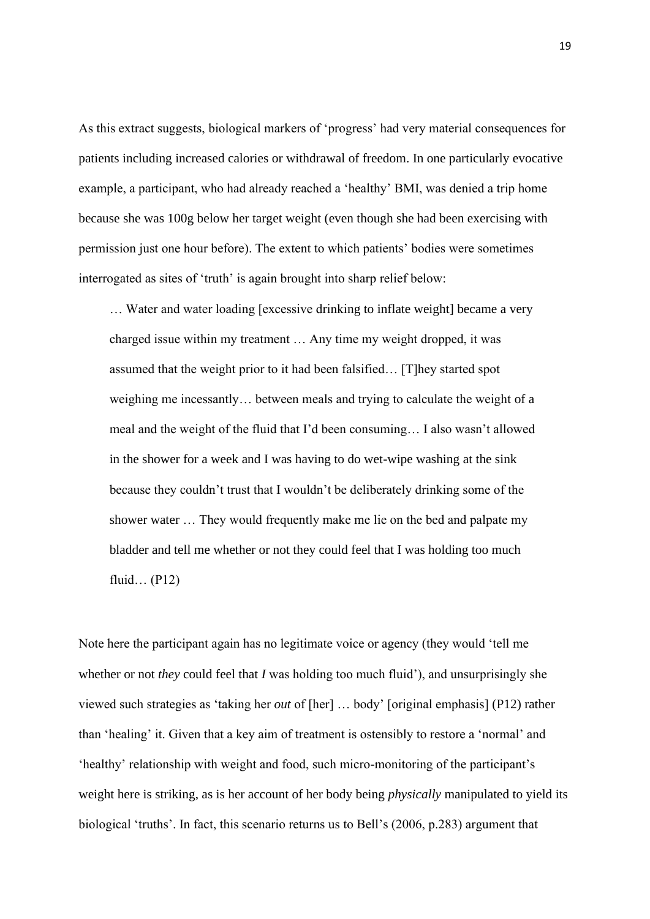As this extract suggests, biological markers of 'progress' had very material consequences for patients including increased calories or withdrawal of freedom. In one particularly evocative example, a participant, who had already reached a 'healthy' BMI, was denied a trip home because she was 100g below her target weight (even though she had been exercising with permission just one hour before). The extent to which patients' bodies were sometimes interrogated as sites of 'truth' is again brought into sharp relief below:

> … Water and water loading [excessive drinking to inflate weight] became a very charged issue within my treatment … Any time my weight dropped, it was assumed that the weight prior to it had been falsified… [T]hey started spot weighing me incessantly… between meals and trying to calculate the weight of a meal and the weight of the fluid that I'd been consuming… I also wasn't allowed in the shower for a week and I was having to do wet-wipe washing at the sink because they couldn't trust that I wouldn't be deliberately drinking some of the shower water … They would frequently make me lie on the bed and palpate my bladder and tell me whether or not they could feel that I was holding too much fluid… (P12)

Note here the participant again has no legitimate voice or agency (they would 'tell me whether or not *they* could feel that *I* was holding too much fluid'), and unsurprisingly she viewed such strategies as 'taking her *out* of [her] … body' [original emphasis] (P12) rather than 'healing' it. Given that a key aim of treatment is ostensibly to restore a 'normal' and 'healthy' relationship with weight and food, such micro-monitoring of the participant's weight here is striking, as is her account of her body being *physically* manipulated to yield its biological 'truths'. In fact, this scenario returns us to Bell's (2006, p.283) argument that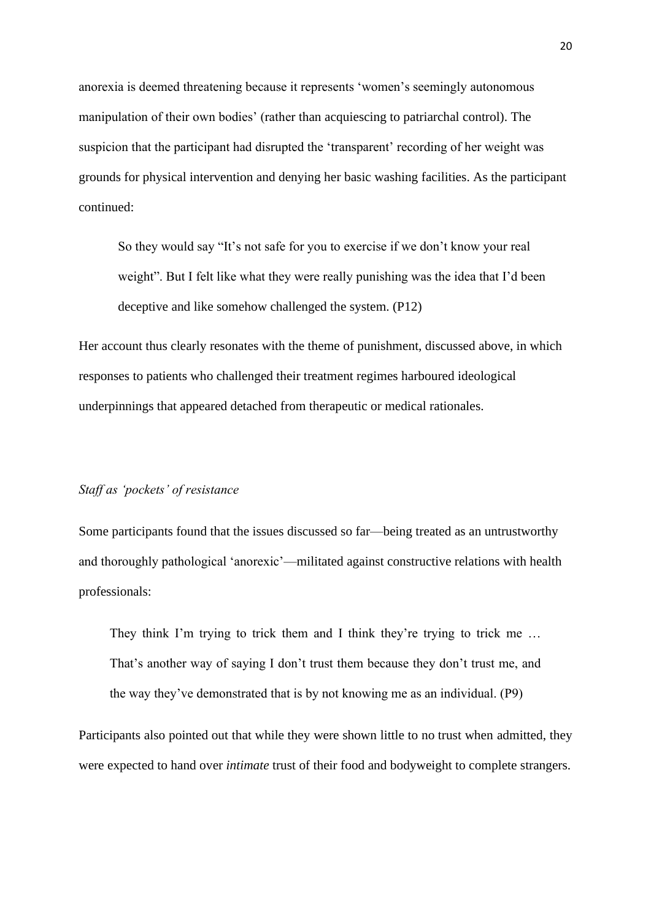anorexia is deemed threatening because it represents 'women's seemingly autonomous manipulation of their own bodies' (rather than acquiescing to patriarchal control). The suspicion that the participant had disrupted the 'transparent' recording of her weight was grounds for physical intervention and denying her basic washing facilities. As the participant continued:

> So they would say "It's not safe for you to exercise if we don't know your real weight". But I felt like what they were really punishing was the idea that I'd been deceptive and like somehow challenged the system. (P12)

Her account thus clearly resonates with the theme of punishment, discussed above, in which responses to patients who challenged their treatment regimes harboured ideological underpinnings that appeared detached from therapeutic or medical rationales.

### *Staff as 'pockets' of resistance*

Some participants found that the issues discussed so far—being treated as an untrustworthy and thoroughly pathological 'anorexic'—militated against constructive relations with health professionals:

> They think I'm trying to trick them and I think they're trying to trick me … That's another way of saying I don't trust them because they don't trust me, and the way they've demonstrated that is by not knowing me as an individual. (P9)

Participants also pointed out that while they were shown little to no trust when admitted, they were expected to hand over *intimate* trust of their food and bodyweight to complete strangers.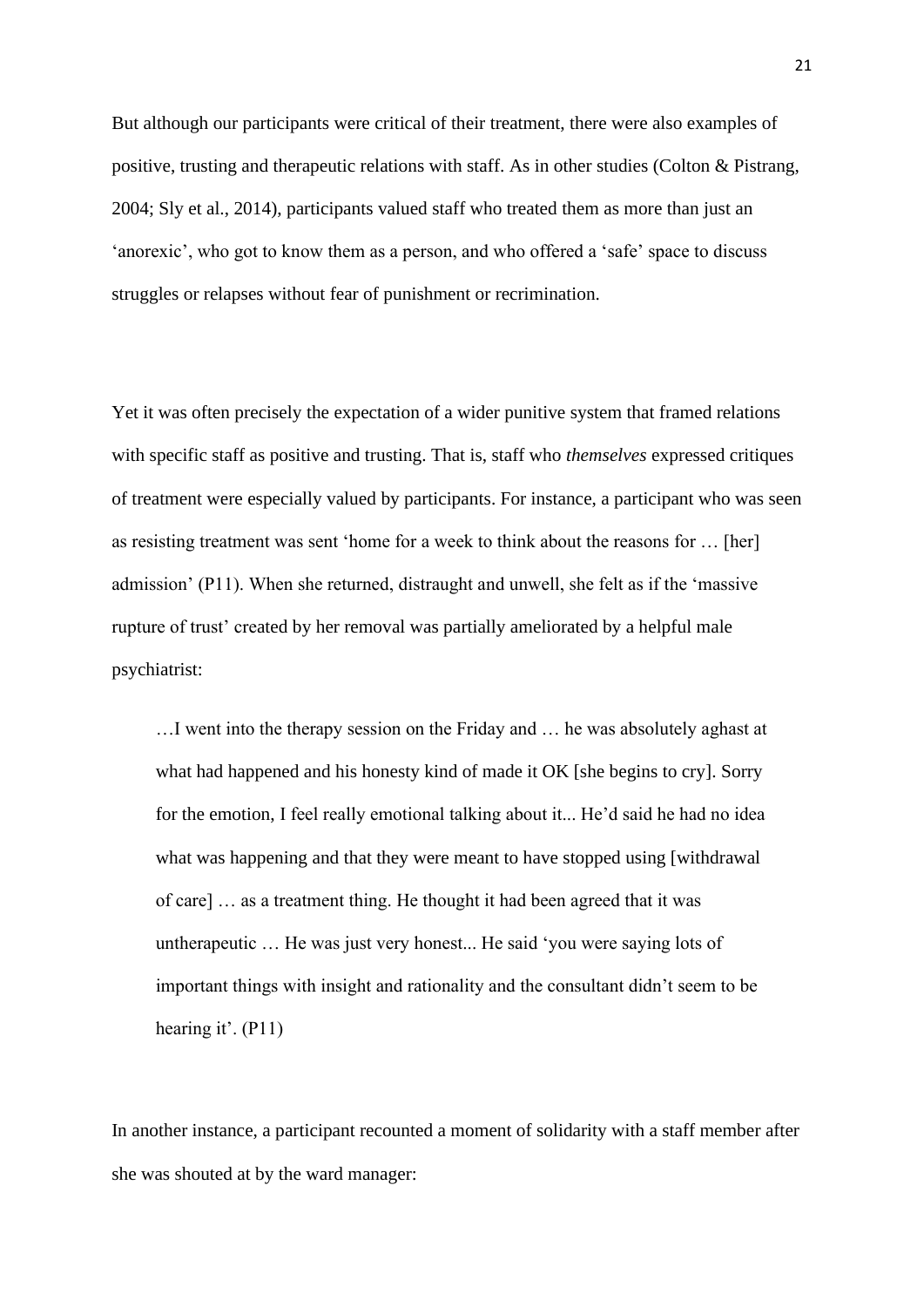But although our participants were critical of their treatment, there were also examples of positive, trusting and therapeutic relations with staff. As in other studies (Colton & Pistrang, 2004; Sly et al., 2014), participants valued staff who treated them as more than just an 'anorexic', who got to know them as a person, and who offered a 'safe' space to discuss struggles or relapses without fear of punishment or recrimination.

Yet it was often precisely the expectation of a wider punitive system that framed relations with specific staff as positive and trusting. That is, staff who *themselves* expressed critiques of treatment were especially valued by participants. For instance, a participant who was seen as resisting treatment was sent 'home for a week to think about the reasons for … [her] admission' (P11). When she returned, distraught and unwell, she felt as if the 'massive rupture of trust' created by her removal was partially ameliorated by a helpful male psychiatrist:

> …I went into the therapy session on the Friday and … he was absolutely aghast at what had happened and his honesty kind of made it OK [she begins to cry]. Sorry for the emotion, I feel really emotional talking about it... He'd said he had no idea what was happening and that they were meant to have stopped using [withdrawal of care] … as a treatment thing. He thought it had been agreed that it was untherapeutic … He was just very honest... He said 'you were saying lots of important things with insight and rationality and the consultant didn't seem to be hearing it'. (P11)

In another instance, a participant recounted a moment of solidarity with a staff member after she was shouted at by the ward manager: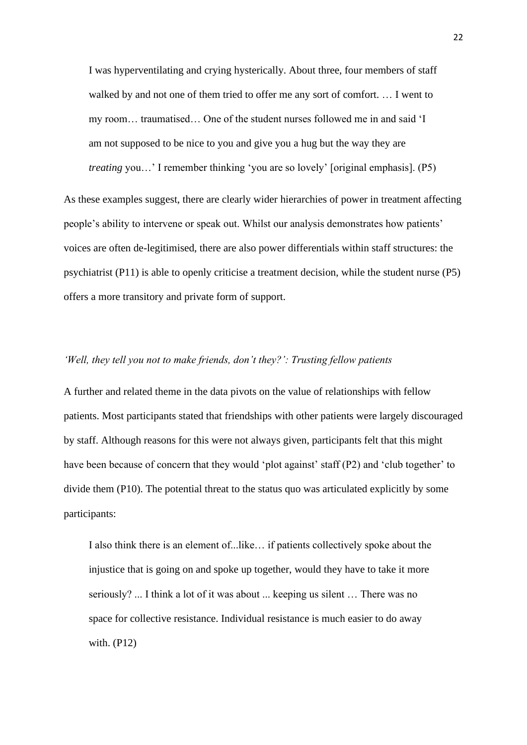> I was hyperventilating and crying hysterically. About three, four members of staff walked by and not one of them tried to offer me any sort of comfort. … I went to my room… traumatised… One of the student nurses followed me in and said 'I am not supposed to be nice to you and give you a hug but the way they are *treating* you…' I remember thinking 'you are so lovely' [original emphasis]. (P5)

As these examples suggest, there are clearly wider hierarchies of power in treatment affecting people's ability to intervene or speak out. Whilst our analysis demonstrates how patients' voices are often de-legitimised, there are also power differentials within staff structures: the psychiatrist (P11) is able to openly criticise a treatment decision, while the student nurse (P5) offers a more transitory and private form of support.

*'Well, they tell you not to make friends, don't they?': Trusting fellow patients*

A further and related theme in the data pivots on the value of relationships with fellow patients. Most participants stated that friendships with other patients were largely discouraged by staff. Although reasons for this were not always given, participants felt that this might have been because of concern that they would 'plot against' staff (P2) and 'club together' to divide them (P10). The potential threat to the status quo was articulated explicitly by some participants:

> I also think there is an element of...like… if patients collectively spoke about the injustice that is going on and spoke up together, would they have to take it more seriously? ... I think a lot of it was about ... keeping us silent … There was no space for collective resistance. Individual resistance is much easier to do away with. (P12)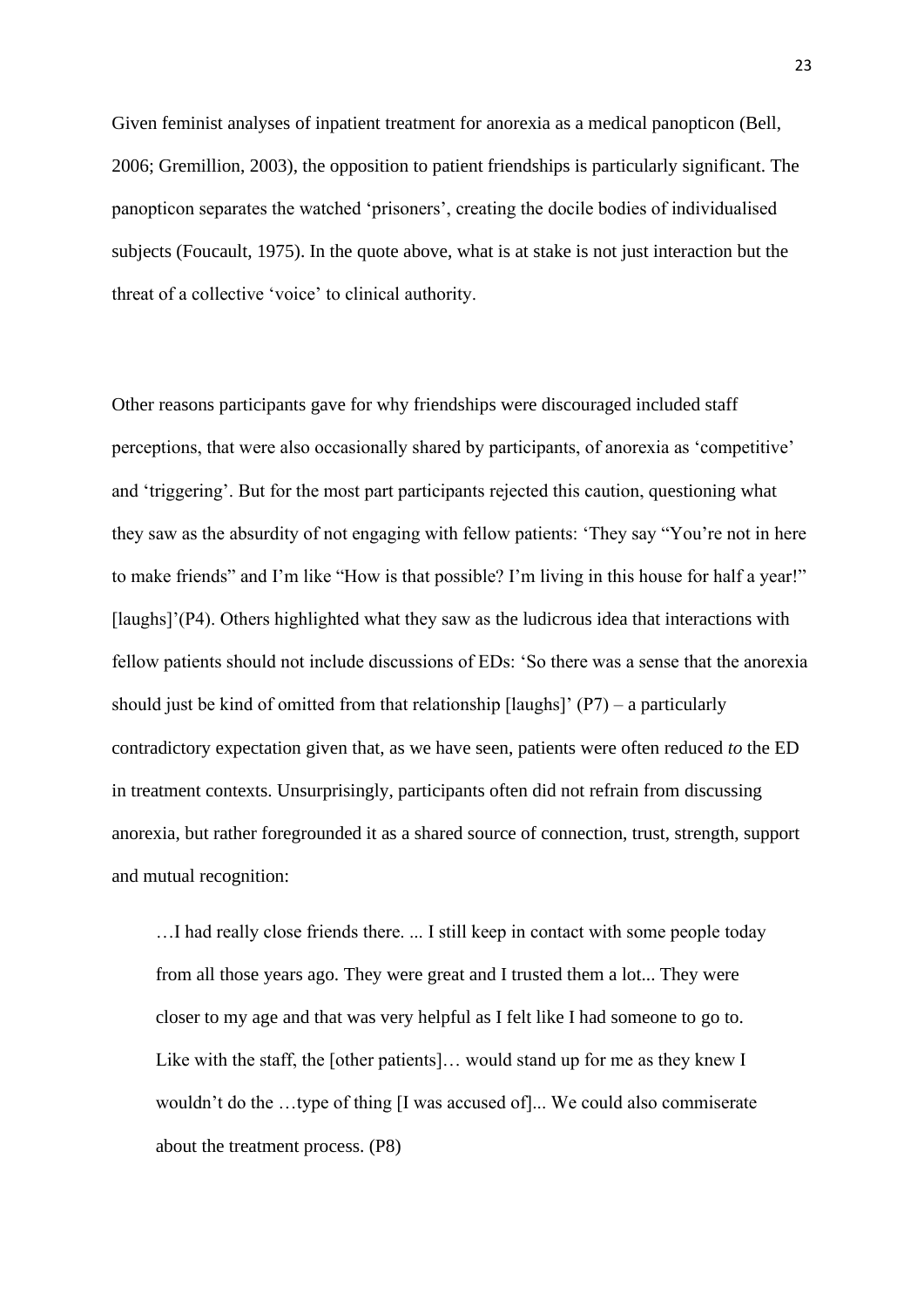Given feminist analyses of inpatient treatment for anorexia as a medical panopticon (Bell, 2006; Gremillion, 2003), the opposition to patient friendships is particularly significant. The panopticon separates the watched 'prisoners', creating the docile bodies of individualised subjects (Foucault, 1975). In the quote above, what is at stake is not just interaction but the threat of a collective 'voice' to clinical authority.

Other reasons participants gave for why friendships were discouraged included staff perceptions, that were also occasionally shared by participants, of anorexia as 'competitive' and 'triggering'. But for the most part participants rejected this caution, questioning what they saw as the absurdity of not engaging with fellow patients: 'They say "You're not in here to make friends" and I'm like "How is that possible? I'm living in this house for half a year!" [laughs]'(P4). Others highlighted what they saw as the ludicrous idea that interactions with fellow patients should not include discussions of EDs: 'So there was a sense that the anorexia should just be kind of omitted from that relationship [laughs]' (P7) – a particularly contradictory expectation given that, as we have seen, patients were often reduced *to* the ED in treatment contexts. Unsurprisingly, participants often did not refrain from discussing anorexia, but rather foregrounded it as a shared source of connection, trust, strength, support and mutual recognition:

> …I had really close friends there. ... I still keep in contact with some people today from all those years ago. They were great and I trusted them a lot... They were closer to my age and that was very helpful as I felt like I had someone to go to. Like with the staff, the [other patients]… would stand up for me as they knew I wouldn't do the …type of thing [I was accused of]... We could also commiserate about the treatment process. (P8)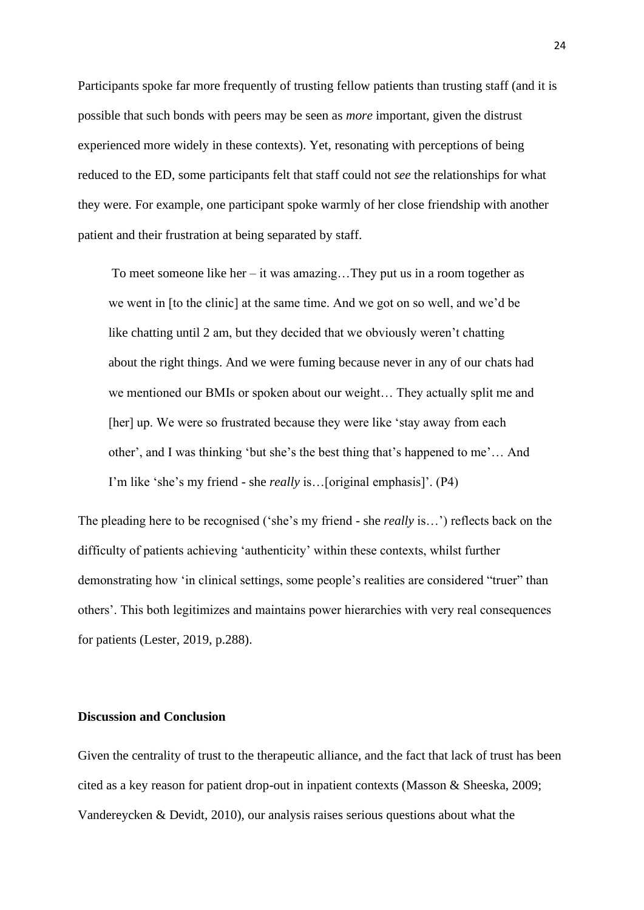Participants spoke far more frequently of trusting fellow patients than trusting staff (and it is possible that such bonds with peers may be seen as *more* important, given the distrust experienced more widely in these contexts). Yet, resonating with perceptions of being reduced to the ED, some participants felt that staff could not *see* the relationships for what they were. For example, one participant spoke warmly of her close friendship with another patient and their frustration at being separated by staff.

> To meet someone like her – it was amazing…They put us in a room together as we went in [to the clinic] at the same time. And we got on so well, and we'd be like chatting until 2 am, but they decided that we obviously weren't chatting about the right things. And we were fuming because never in any of our chats had we mentioned our BMIs or spoken about our weight… They actually split me and [her] up. We were so frustrated because they were like 'stay away from each other', and I was thinking 'but she's the best thing that's happened to me'… And I'm like 'she's my friend - she *really* is…[original emphasis]'. (P4)

The pleading here to be recognised ('she's my friend - she *really* is…') reflects back on the difficulty of patients achieving 'authenticity' within these contexts, whilst further demonstrating how 'in clinical settings, some people's realities are considered "truer" than others'. This both legitimizes and maintains power hierarchies with very real consequences for patients (Lester, 2019, p.288).

## Discussion and Conclusion

Given the centrality of trust to the therapeutic alliance, and the fact that lack of trust has been cited as a key reason for patient drop-out in inpatient contexts (Masson & Sheeska, 2009; Vandereycken & Devidt, 2010), our analysis raises serious questions about what the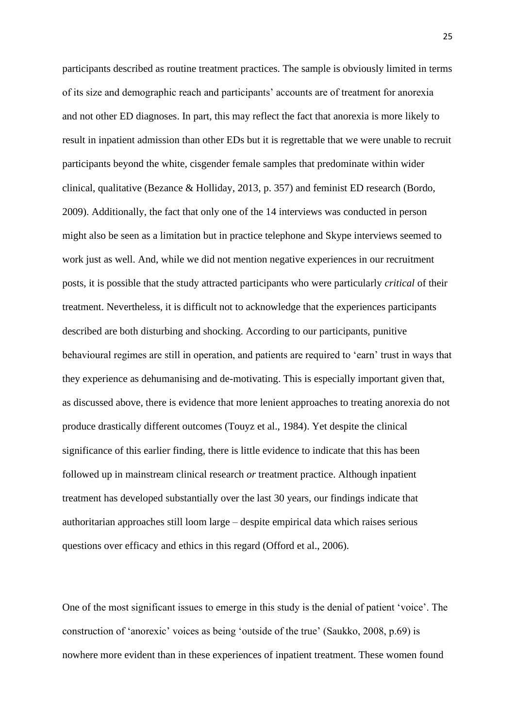participants described as routine treatment practices. The sample is obviously limited in terms of its size and demographic reach and participants' accounts are of treatment for anorexia and not other ED diagnoses. In part, this may reflect the fact that anorexia is more likely to result in inpatient admission than other EDs but it is regrettable that we were unable to recruit participants beyond the white, cisgender female samples that predominate within wider clinical, qualitative (Bezance & Holliday, 2013, p. 357) and feminist ED research (Bordo, 2009). Additionally, the fact that only one of the 14 interviews was conducted in person might also be seen as a limitation but in practice telephone and Skype interviews seemed to work just as well. And, while we did not mention negative experiences in our recruitment posts, it is possible that the study attracted participants who were particularly *critical* of their treatment. Nevertheless, it is difficult not to acknowledge that the experiences participants described are both disturbing and shocking. According to our participants, punitive behavioural regimes are still in operation, and patients are required to 'earn' trust in ways that they experience as dehumanising and de-motivating. This is especially important given that, as discussed above, there is evidence that more lenient approaches to treating anorexia do not produce drastically different outcomes (Touyz et al., 1984). Yet despite the clinical significance of this earlier finding, there is little evidence to indicate that this has been followed up in mainstream clinical research *or* treatment practice. Although inpatient treatment has developed substantially over the last 30 years, our findings indicate that authoritarian approaches still loom large – despite empirical data which raises serious questions over efficacy and ethics in this regard (Offord et al., 2006).

One of the most significant issues to emerge in this study is the denial of patient 'voice'. The construction of 'anorexic' voices as being 'outside of the true' (Saukko, 2008, p.69) is nowhere more evident than in these experiences of inpatient treatment. These women found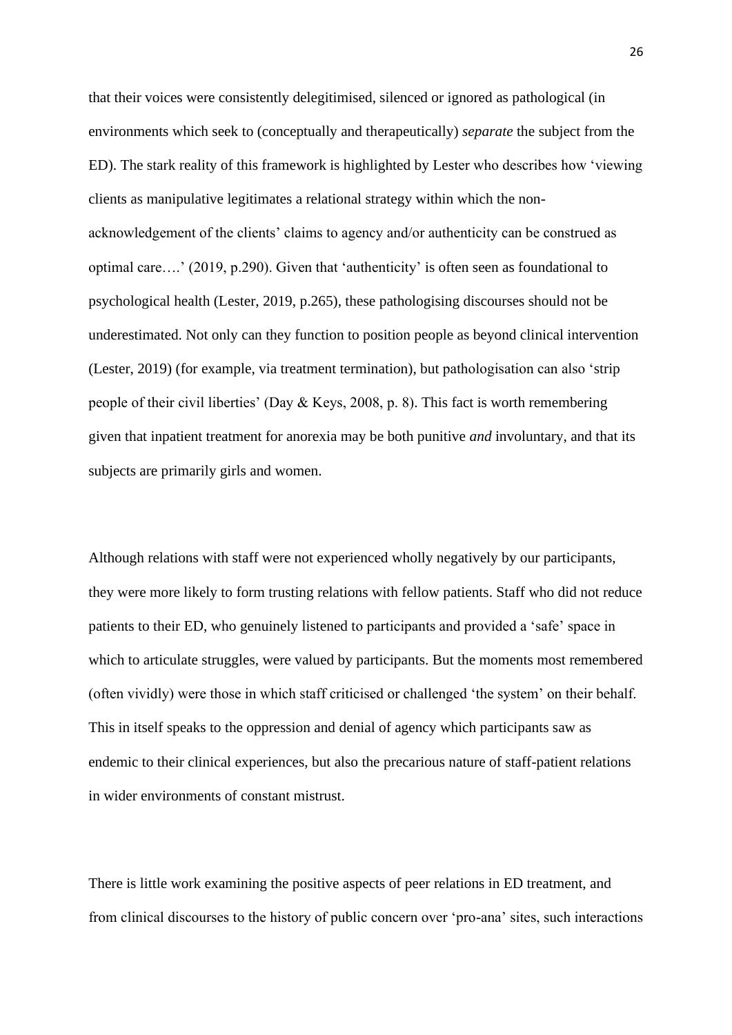that their voices were consistently delegitimised, silenced or ignored as pathological (in environments which seek to (conceptually and therapeutically) *separate* the subject from the ED). The stark reality of this framework is highlighted by Lester who describes how 'viewing clients as manipulative legitimates a relational strategy within which the non-acknowledgement of the clients' claims to agency and/or authenticity can be construed as optimal care….' (2019, p.290). Given that 'authenticity' is often seen as foundational to psychological health (Lester, 2019, p.265), these pathologising discourses should not be underestimated. Not only can they function to position people as beyond clinical intervention (Lester, 2019) (for example, via treatment termination), but pathologisation can also 'strip people of their civil liberties' (Day & Keys, 2008, p. 8). This fact is worth remembering given that inpatient treatment for anorexia may be both punitive *and* involuntary, and that its subjects are primarily girls and women.

Although relations with staff were not experienced wholly negatively by our participants, they were more likely to form trusting relations with fellow patients. Staff who did not reduce patients to their ED, who genuinely listened to participants and provided a 'safe' space in which to articulate struggles, were valued by participants. But the moments most remembered (often vividly) were those in which staff criticised or challenged 'the system' on their behalf. This in itself speaks to the oppression and denial of agency which participants saw as endemic to their clinical experiences, but also the precarious nature of staff-patient relations in wider environments of constant mistrust.

There is little work examining the positive aspects of peer relations in ED treatment, and from clinical discourses to the history of public concern over 'pro-ana' sites, such interactions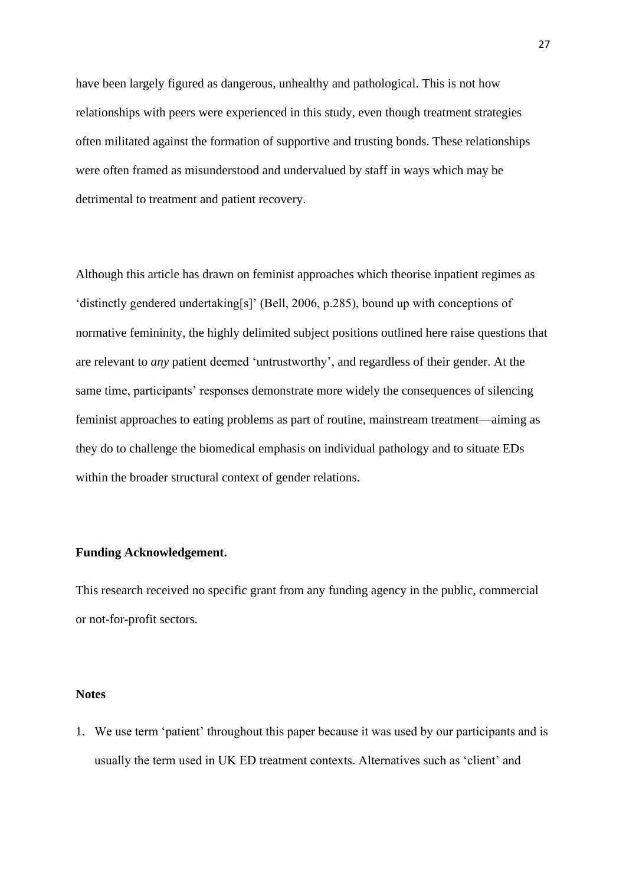have been largely figured as dangerous, unhealthy and pathological. This is not how relationships with peers were experienced in this study, even though treatment strategies often militated against the formation of supportive and trusting bonds. These relationships were often framed as misunderstood and undervalued by staff in ways which may be detrimental to treatment and patient recovery.

Although this article has drawn on feminist approaches which theorise inpatient regimes as 'distinctly gendered undertaking[s]' (Bell, 2006, p.285), bound up with conceptions of normative femininity, the highly delimited subject positions outlined here raise questions that are relevant to *any* patient deemed 'untrustworthy', and regardless of their gender. At the same time, participants' responses demonstrate more widely the consequences of silencing feminist approaches to eating problems as part of routine, mainstream treatment—aiming as they do to challenge the biomedical emphasis on individual pathology and to situate EDs within the broader structural context of gender relations.

**Funding Acknowledgement.**

This research received no specific grant from any funding agency in the public, commercial or not-for-profit sectors.

**Notes**

1. We use term 'patient' throughout this paper because it was used by our participants and is usually the term used in UK ED treatment contexts. Alternatives such as 'client' and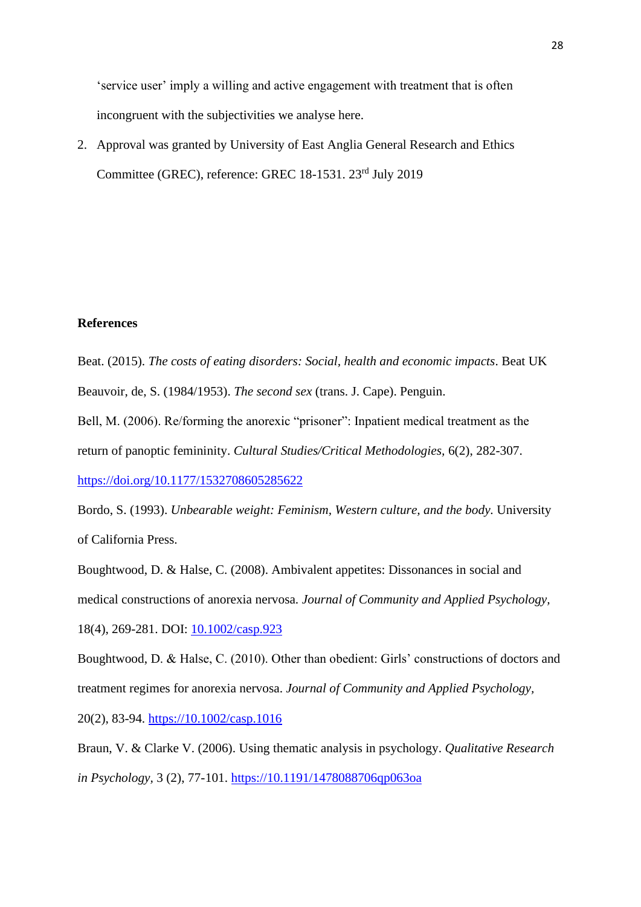'service user' imply a willing and active engagement with treatment that is often incongruent with the subjectivities we analyse here.

2. Approval was granted by University of East Anglia General Research and Ethics Committee (GREC), reference: GREC 18-1531. 23rd July 2019

**References**

Beat. (2015). *The costs of eating disorders: Social, health and economic impacts*. Beat UK

Beauvoir, de, S. (1984/1953). *The second sex* (trans. J. Cape). Penguin.

Bell, M. (2006). Re/forming the anorexic "prisoner": Inpatient medical treatment as the return of panoptic femininity. *Cultural Studies/Critical Methodologies*, 6(2), 282-307. https://doi.org/10.1177/1532708605285622

Bordo, S. (1993). *Unbearable weight: Feminism, Western culture, and the body.* University of California Press.

Boughtwood, D. & Halse, C. (2008). Ambivalent appetites: Dissonances in social and medical constructions of anorexia nervosa. *Journal of Community and Applied Psychology*, 18(4), 269-281. DOI: 10.1002/casp.923

Boughtwood, D. & Halse, C. (2010). Other than obedient: Girls' constructions of doctors and treatment regimes for anorexia nervosa. *Journal of Community and Applied Psychology*, 20(2), 83-94. https://10.1002/casp.1016

Braun, V. & Clarke V. (2006). Using thematic analysis in psychology. *Qualitative Research in Psychology*, 3 (2), 77-101. https://10.1191/1478088706qp063oa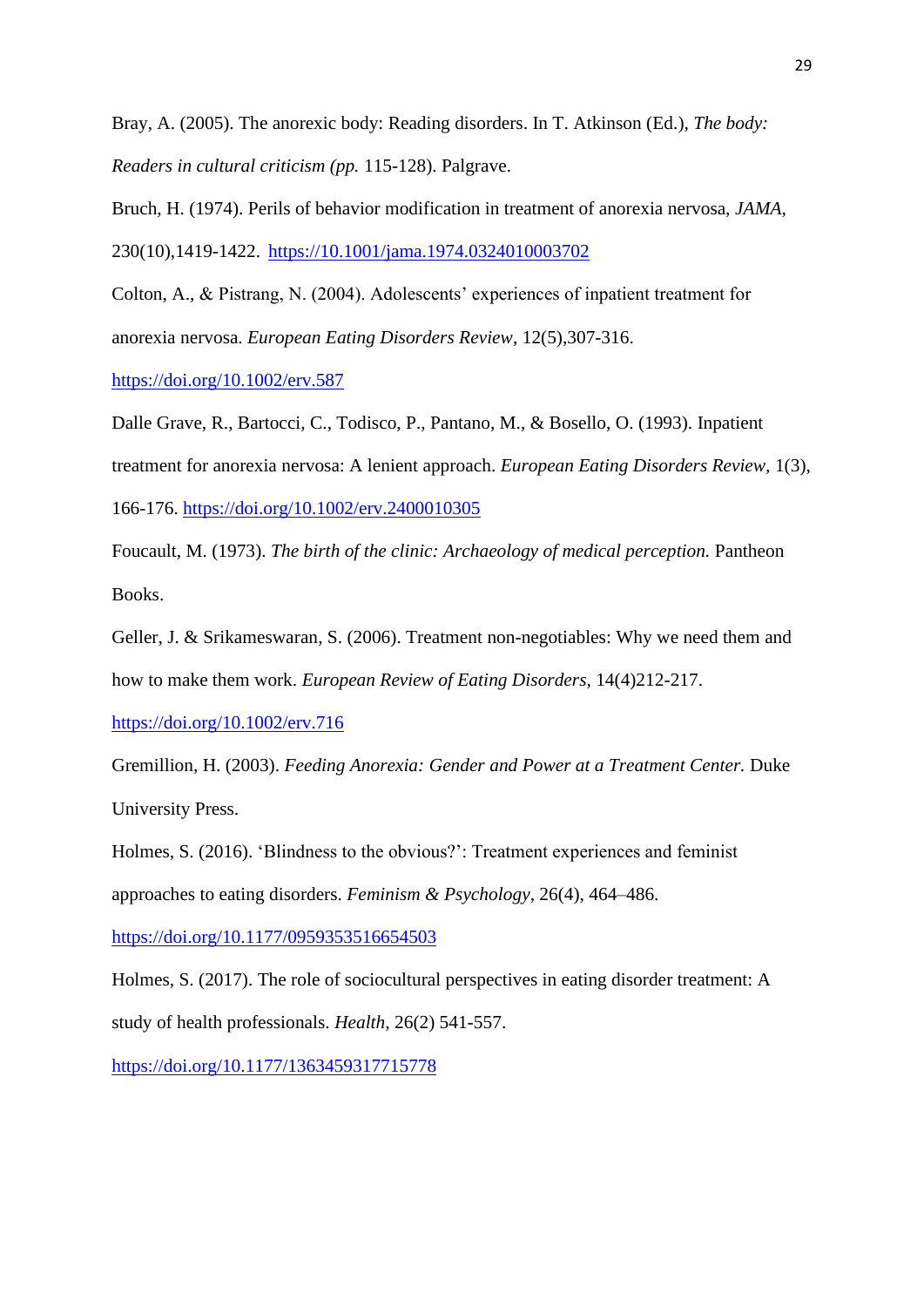Bray, A. (2005). The anorexic body: Reading disorders. In T. Atkinson (Ed.), *The body: Readers in cultural criticism (pp.* 115-128). Palgrave.

Bruch, H. (1974). Perils of behavior modification in treatment of anorexia nervosa, *JAMA*, 230(10),1419-1422. https://10.1001/jama.1974.0324010003702

Colton, A., & Pistrang, N. (2004). Adolescents' experiences of inpatient treatment for anorexia nervosa. *European Eating Disorders Review*, 12(5),307-316. https://doi.org/10.1002/erv.587

Dalle Grave, R., Bartocci, C., Todisco, P., Pantano, M., & Bosello, O. (1993). Inpatient treatment for anorexia nervosa: A lenient approach. *European Eating Disorders Review*, 1(3), 166-176. https://doi.org/10.1002/erv.2400010305

Foucault, M. (1973). *The birth of the clinic: Archaeology of medical perception.* Pantheon Books.

Geller, J. & Srikameswaran, S. (2006). Treatment non-negotiables: Why we need them and how to make them work. *European Review of Eating Disorders*, 14(4)212-217. https://doi.org/10.1002/erv.716

Gremillion, H. (2003). *Feeding Anorexia: Gender and Power at a Treatment Center.* Duke University Press.

Holmes, S. (2016). 'Blindness to the obvious?': Treatment experiences and feminist approaches to eating disorders. *Feminism & Psychology*, 26(4), 464–486. https://doi.org/10.1177/0959353516654503

Holmes, S. (2017). The role of sociocultural perspectives in eating disorder treatment: A study of health professionals. *Health*, 26(2) 541-557. https://doi.org/10.1177/1363459317715778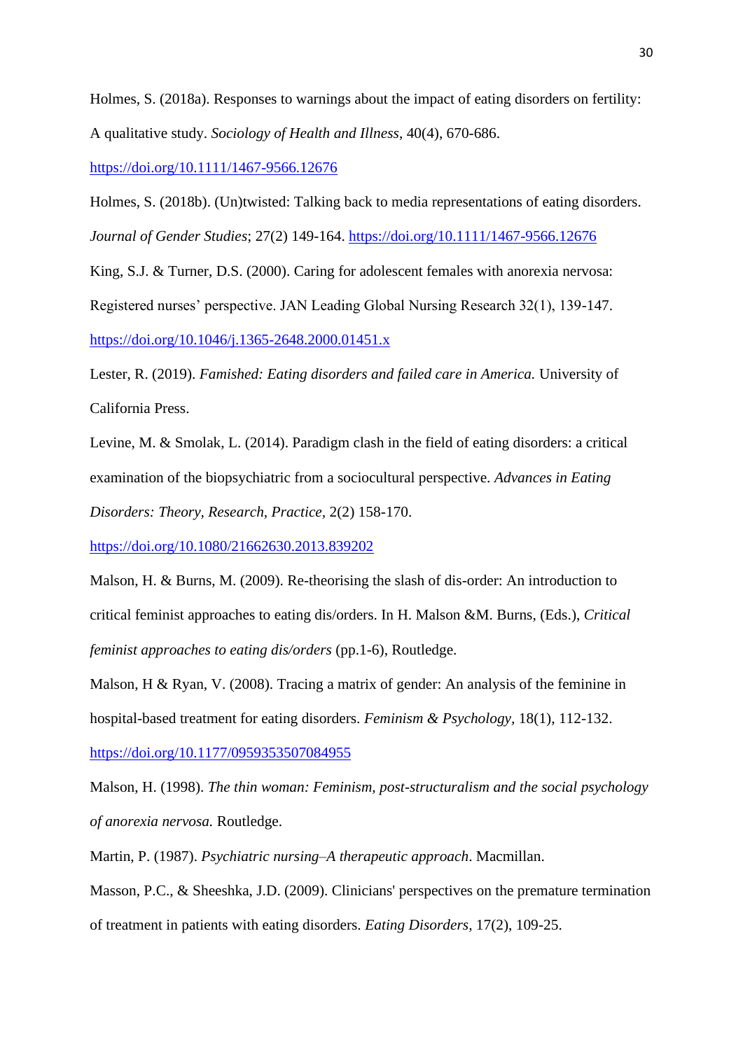Holmes, S. (2018a). Responses to warnings about the impact of eating disorders on fertility: A qualitative study. *Sociology of Health and Illness*, 40(4), 670-686. https://doi.org/10.1111/1467-9566.12676

Holmes, S. (2018b). (Un)twisted: Talking back to media representations of eating disorders. *Journal of Gender Studies*; 27(2) 149-164. https://doi.org/10.1111/1467-9566.12676

King, S.J. & Turner, D.S. (2000). Caring for adolescent females with anorexia nervosa: Registered nurses' perspective. JAN Leading Global Nursing Research 32(1), 139-147. https://doi.org/10.1046/j.1365-2648.2000.01451.x

Lester, R. (2019). *Famished: Eating disorders and failed care in America.* University of California Press.

Levine, M. & Smolak, L. (2014). Paradigm clash in the field of eating disorders: a critical examination of the biopsychiatric from a sociocultural perspective. *Advances in Eating Disorders: Theory, Research, Practice,* 2(2) 158-170. https://doi.org/10.1080/21662630.2013.839202

Malson, H. & Burns, M. (2009). Re-theorising the slash of dis-order: An introduction to critical feminist approaches to eating dis/orders. In H. Malson &M. Burns, (Eds.), *Critical feminist approaches to eating dis/orders* (pp.1-6), Routledge.

Malson, H & Ryan, V. (2008). Tracing a matrix of gender: An analysis of the feminine in hospital-based treatment for eating disorders. *Feminism & Psychology,* 18(1), 112-132. https://doi.org/10.1177/0959353507084955

Malson, H. (1998). *The thin woman: Feminism, post-structuralism and the social psychology of anorexia nervosa.* Routledge.

Martin, P. (1987). *Psychiatric nursing–A therapeutic approach*. Macmillan.

Masson, P.C., & Sheeshka, J.D. (2009). Clinicians' perspectives on the premature termination of treatment in patients with eating disorders. *Eating Disorders,* 17(2), 109-25.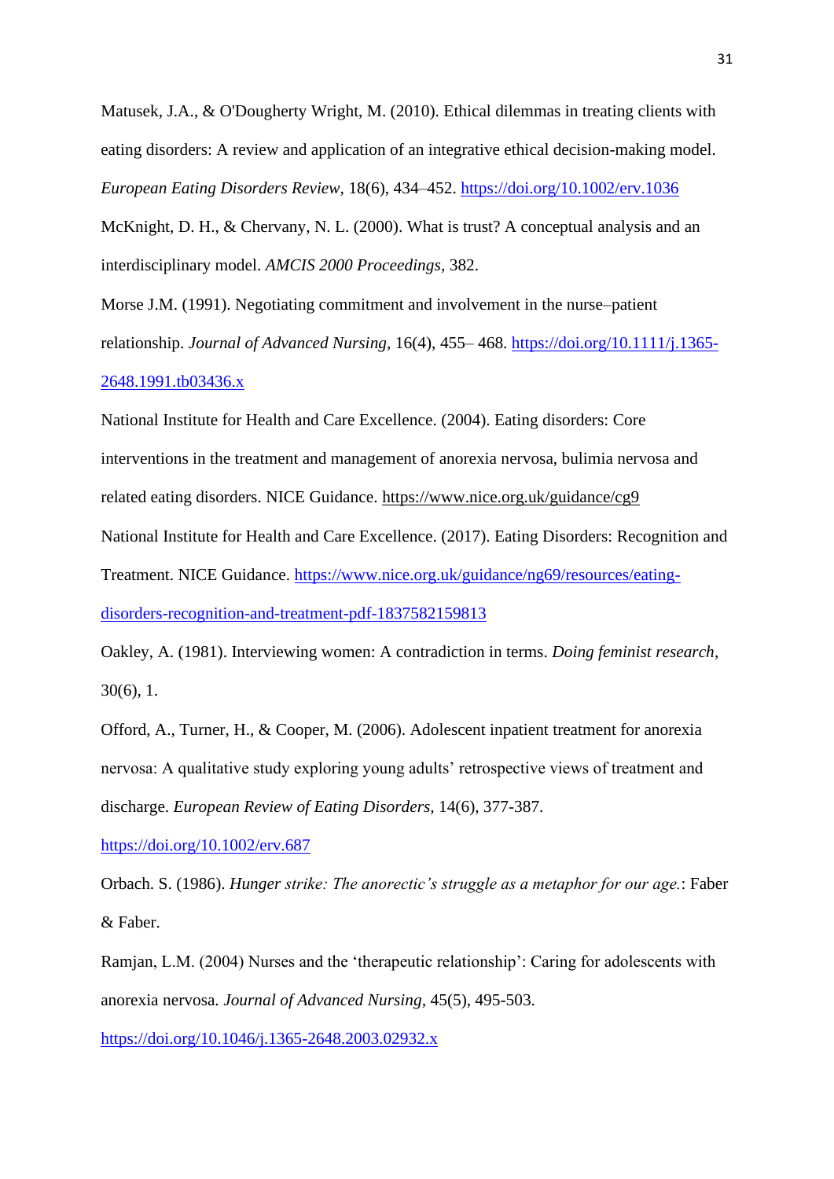Matusek, J.A., & O'Dougherty Wright, M. (2010). Ethical dilemmas in treating clients with eating disorders: A review and application of an integrative ethical decision-making model. *European Eating Disorders Review*, 18(6), 434–452. https://doi.org/10.1002/erv.1036

McKnight, D. H., & Chervany, N. L. (2000). What is trust? A conceptual analysis and an interdisciplinary model. *AMCIS 2000 Proceedings*, 382.

Morse J.M. (1991). Negotiating commitment and involvement in the nurse–patient relationship. *Journal of Advanced Nursing*, 16(4), 455– 468. https://doi.org/10.1111/j.1365-2648.1991.tb03436.x

National Institute for Health and Care Excellence. (2004). Eating disorders: Core interventions in the treatment and management of anorexia nervosa, bulimia nervosa and related eating disorders. NICE Guidance. https://www.nice.org.uk/guidance/cg9

National Institute for Health and Care Excellence. (2017). Eating Disorders: Recognition and Treatment. NICE Guidance. https://www.nice.org.uk/guidance/ng69/resources/eating-disorders-recognition-and-treatment-pdf-1837582159813

Oakley, A. (1981). Interviewing women: A contradiction in terms. *Doing feminist research*, 30(6), 1.

Offord, A., Turner, H., & Cooper, M. (2006). Adolescent inpatient treatment for anorexia nervosa: A qualitative study exploring young adults' retrospective views of treatment and discharge. *European Review of Eating Disorders*, 14(6), 377-387. https://doi.org/10.1002/erv.687

Orbach. S. (1986). *Hunger strike: The anorectic's struggle as a metaphor for our age.*: Faber & Faber.

Ramjan, L.M. (2004) Nurses and the 'therapeutic relationship': Caring for adolescents with anorexia nervosa. *Journal of Advanced Nursing*, 45(5), 495-503. https://doi.org/10.1046/j.1365-2648.2003.02932.x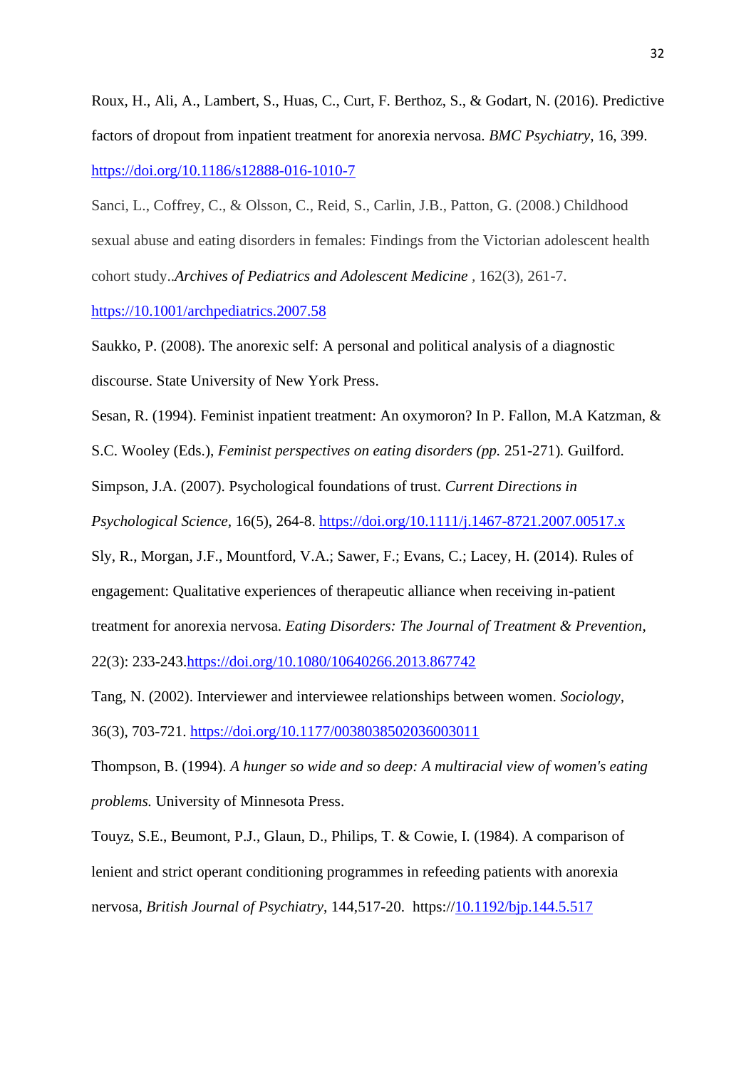Roux, H., Ali, A., Lambert, S., Huas, C., Curt, F. Berthoz, S., & Godart, N. (2016). Predictive factors of dropout from inpatient treatment for anorexia nervosa. *BMC Psychiatry*, 16, 399. https://doi.org/10.1186/s12888-016-1010-7

Sanci, L., Coffrey, C., & Olsson, C., Reid, S., Carlin, J.B., Patton, G. (2008.) Childhood sexual abuse and eating disorders in females: Findings from the Victorian adolescent health cohort study..*Archives of Pediatrics and Adolescent Medicine* , 162(3), 261-7. https://10.1001/archpediatrics.2007.58

Saukko, P. (2008). The anorexic self: A personal and political analysis of a diagnostic discourse. State University of New York Press.

Sesan, R. (1994). Feminist inpatient treatment: An oxymoron? In P. Fallon, M.A Katzman, & S.C. Wooley (Eds.), *Feminist perspectives on eating disorders (pp.* 251-271)*.* Guilford.

Simpson, J.A. (2007). Psychological foundations of trust. *Current Directions in Psychological Science*, 16(5), 264-8. https://doi.org/10.1111/j.1467-8721.2007.00517.x

Sly, R., Morgan, J.F., Mountford, V.A.; Sawer, F.; Evans, C.; Lacey, H. (2014). Rules of engagement: Qualitative experiences of therapeutic alliance when receiving in-patient treatment for anorexia nervosa. *Eating Disorders: The Journal of Treatment & Prevention*, 22(3): 233-243.https://doi.org/10.1080/10640266.2013.867742

Tang, N. (2002). Interviewer and interviewee relationships between women. *Sociology*, 36(3), 703-721. https://doi.org/10.1177/0038038502036003011

Thompson, B. (1994). *A hunger so wide and so deep: A multiracial view of women's eating problems.* University of Minnesota Press.

Touyz, S.E., Beumont, P.J., Glaun, D., Philips, T. & Cowie, I. (1984). A comparison of lenient and strict operant conditioning programmes in refeeding patients with anorexia nervosa, *British Journal of Psychiatry*, 144,517-20. https://10.1192/bjp.144.5.517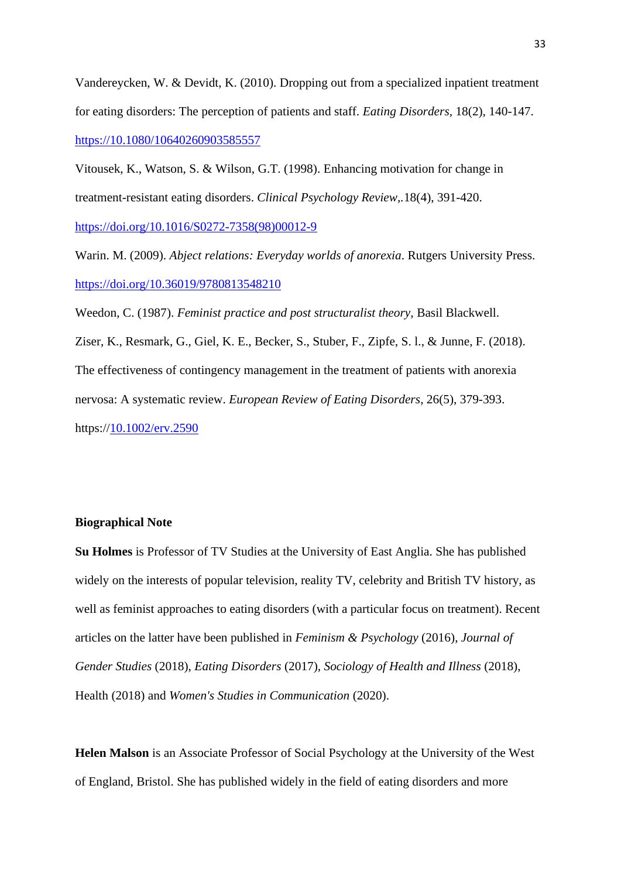Vandereycken, W. & Devidt, K. (2010). Dropping out from a specialized inpatient treatment for eating disorders: The perception of patients and staff. *Eating Disorders*, 18(2), 140-147. https://10.1080/10640260903585557

Vitousek, K., Watson, S. & Wilson, G.T. (1998). Enhancing motivation for change in treatment-resistant eating disorders. *Clinical Psychology Review*,.18(4), 391-420. https://doi.org/10.1016/S0272-7358(98)00012-9

Warin. M. (2009). *Abject relations: Everyday worlds of anorexia*. Rutgers University Press. https://doi.org/10.36019/9780813548210

Weedon, C. (1987). *Feminist practice and post structuralist theory*, Basil Blackwell.

Ziser, K., Resmark, G., Giel, K. E., Becker, S., Stuber, F., Zipfe, S. l., & Junne, F. (2018). The effectiveness of contingency management in the treatment of patients with anorexia nervosa: A systematic review. *European Review of Eating Disorders*, 26(5), 379-393. https://10.1002/erv.2590

**Biographical Note**

**Su Holmes** is Professor of TV Studies at the University of East Anglia. She has published widely on the interests of popular television, reality TV, celebrity and British TV history, as well as feminist approaches to eating disorders (with a particular focus on treatment). Recent articles on the latter have been published in *Feminism & Psychology* (2016), *Journal of Gender Studies* (2018), *Eating Disorders* (2017), *Sociology of Health and Illness* (2018), Health (2018) and *Women's Studies in Communication* (2020).

**Helen Malson** is an Associate Professor of Social Psychology at the University of the West of England, Bristol. She has published widely in the field of eating disorders and more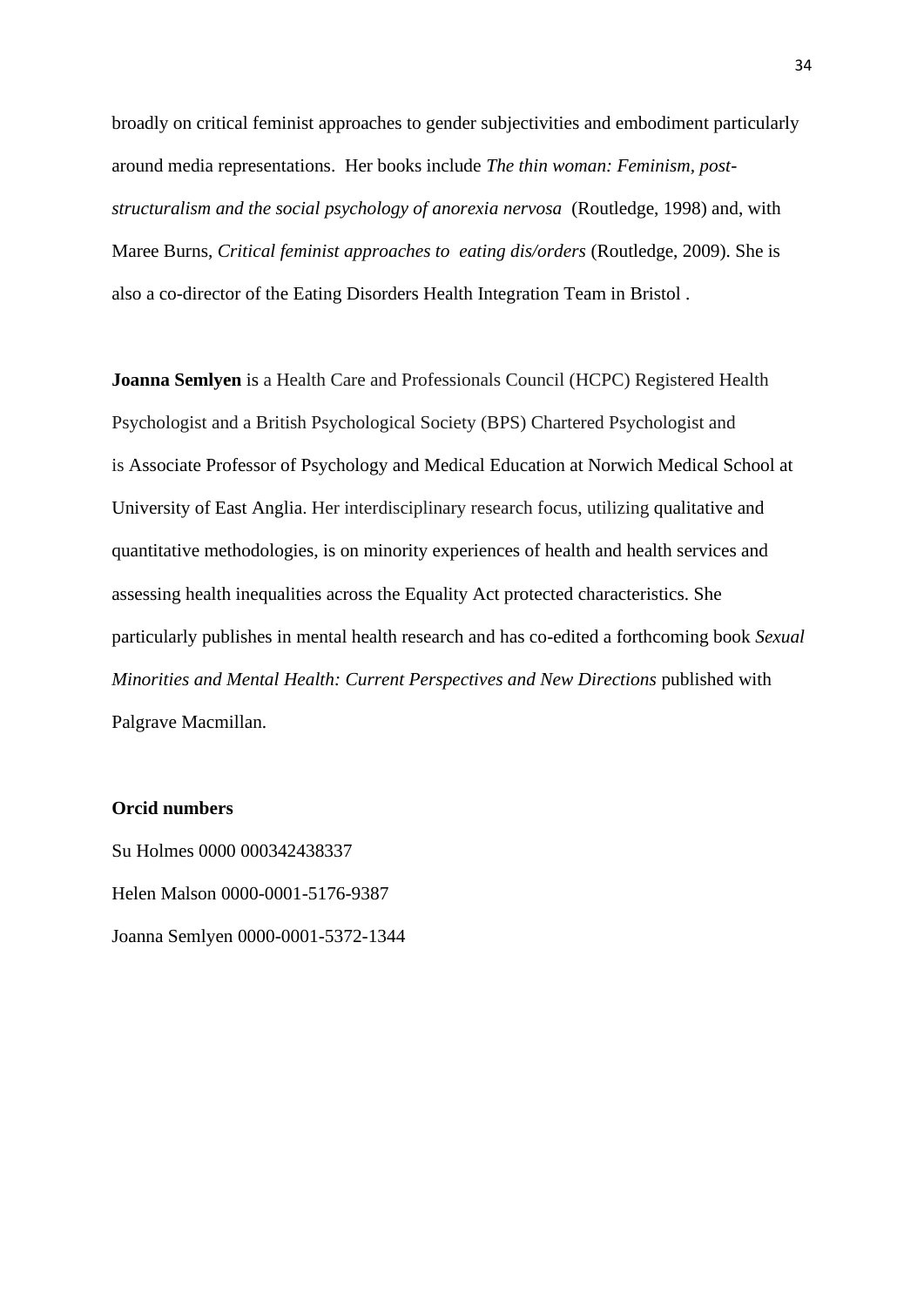broadly on critical feminist approaches to gender subjectivities and embodiment particularly around media representations. Her books include *The thin woman: Feminism, post-structuralism and the social psychology of anorexia nervosa* (Routledge, 1998) and, with Maree Burns, *Critical feminist approaches to eating dis/orders* (Routledge, 2009). She is also a co-director of the Eating Disorders Health Integration Team in Bristol .

**Joanna Semlyen** is a Health Care and Professionals Council (HCPC) Registered Health Psychologist and a British Psychological Society (BPS) Chartered Psychologist and is Associate Professor of Psychology and Medical Education at Norwich Medical School at University of East Anglia. Her interdisciplinary research focus, utilizing qualitative and quantitative methodologies, is on minority experiences of health and health services and assessing health inequalities across the Equality Act protected characteristics. She particularly publishes in mental health research and has co-edited a forthcoming book *Sexual Minorities and Mental Health: Current Perspectives and New Directions* published with Palgrave Macmillan.

**Orcid numbers**

Su Holmes 0000 000342438337

Helen Malson 0000-0001-5176-9387

Joanna Semlyen 0000-0001-5372-1344